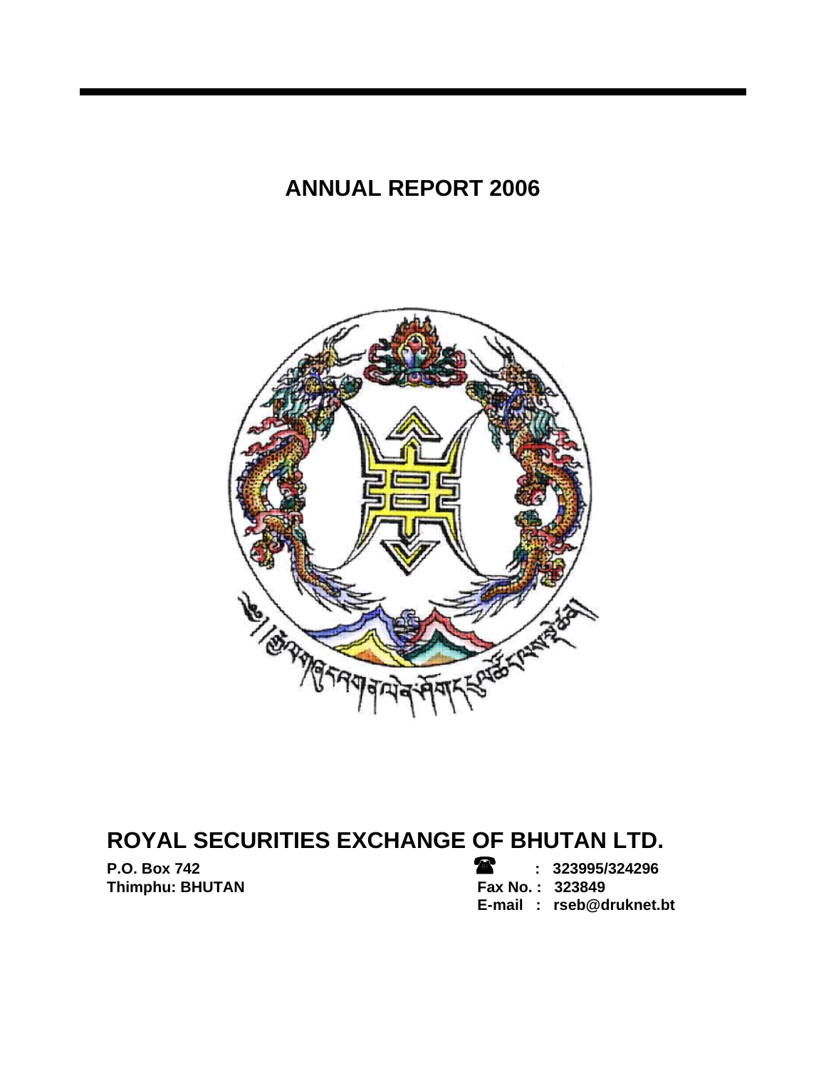# ANNUAL REPORT 2006

## ROYAL SECURITIES EXCHANGE OF BHUTAN LTD.

**P.O. Box 742**
**Thimphu: BHUTAN**

**☎ : 323995/324296**
**Fax No. : 323849**
**E-mail : rseb@druknet.bt**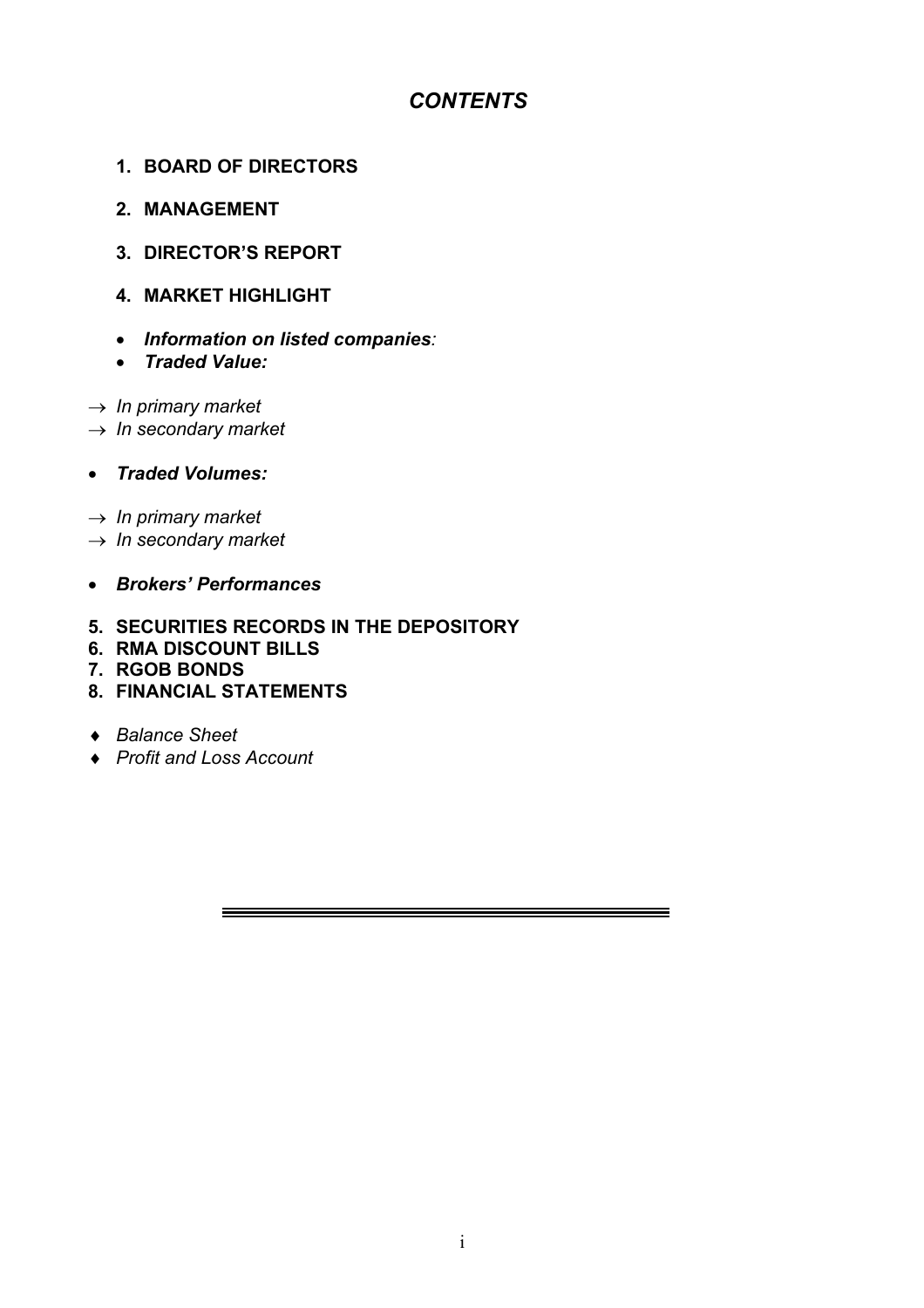# *CONTENTS*

1. **BOARD OF DIRECTORS**

2. **MANAGEMENT**

3. **DIRECTOR'S REPORT**

4. **MARKET HIGHLIGHT**

- ***Information on listed companies****:*
- ***Traded Value:***

→ *In primary market*
→ *In secondary market*

- ***Traded Volumes:***

→ *In primary market*
→ *In secondary market*

- ***Brokers' Performances***

5. **SECURITIES RECORDS IN THE DEPOSITORY**
6. **RMA DISCOUNT BILLS**
7. **RGOB BONDS**
8. **FINANCIAL STATEMENTS**

- ♦ *Balance Sheet*
- ♦ *Profit and Loss Account*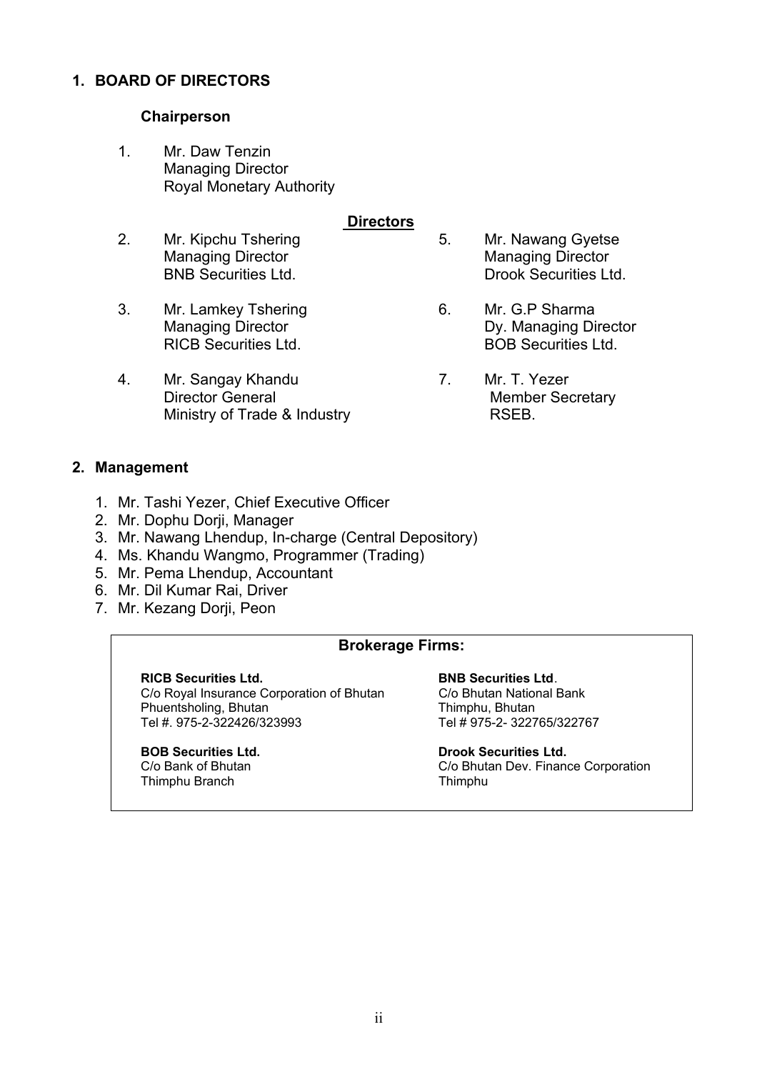## 1. BOARD OF DIRECTORS

### Chairperson

1. Mr. Daw Tenzin  
   Managing Director  
   Royal Monetary Authority

### Directors

2. Mr. Kipchu Tshering  
   Managing Director  
   BNB Securities Ltd.

3. Mr. Lamkey Tshering  
   Managing Director  
   RICB Securities Ltd.

4. Mr. Sangay Khandu  
   Director General  
   Ministry of Trade & Industry

5. Mr. Nawang Gyetse  
   Managing Director  
   Drook Securities Ltd.

6. Mr. G.P Sharma  
   Dy. Managing Director  
   BOB Securities Ltd.

7. Mr. T. Yezer  
   Member Secretary  
   RSEB.

## 2. Management

1. Mr. Tashi Yezer, Chief Executive Officer
2. Mr. Dophu Dorji, Manager
3. Mr. Nawang Lhendup, In-charge (Central Depository)
4. Ms. Khandu Wangmo, Programmer (Trading)
5. Mr. Pema Lhendup, Accountant
6. Mr. Dil Kumar Rai, Driver
7. Mr. Kezang Dorji, Peon

### Brokerage Firms:

**RICB Securities Ltd.**  
C/o Royal Insurance Corporation of Bhutan  
Phuentsholing, Bhutan  
Tel #. 975-2-322426/323993

**BNB Securities Ltd**.  
C/o Bhutan National Bank  
Thimphu, Bhutan  
Tel # 975-2- 322765/322767

**BOB Securities Ltd.**  
C/o Bank of Bhutan  
Thimphu Branch

**Drook Securities Ltd.**  
C/o Bhutan Dev. Finance Corporation  
Thimphu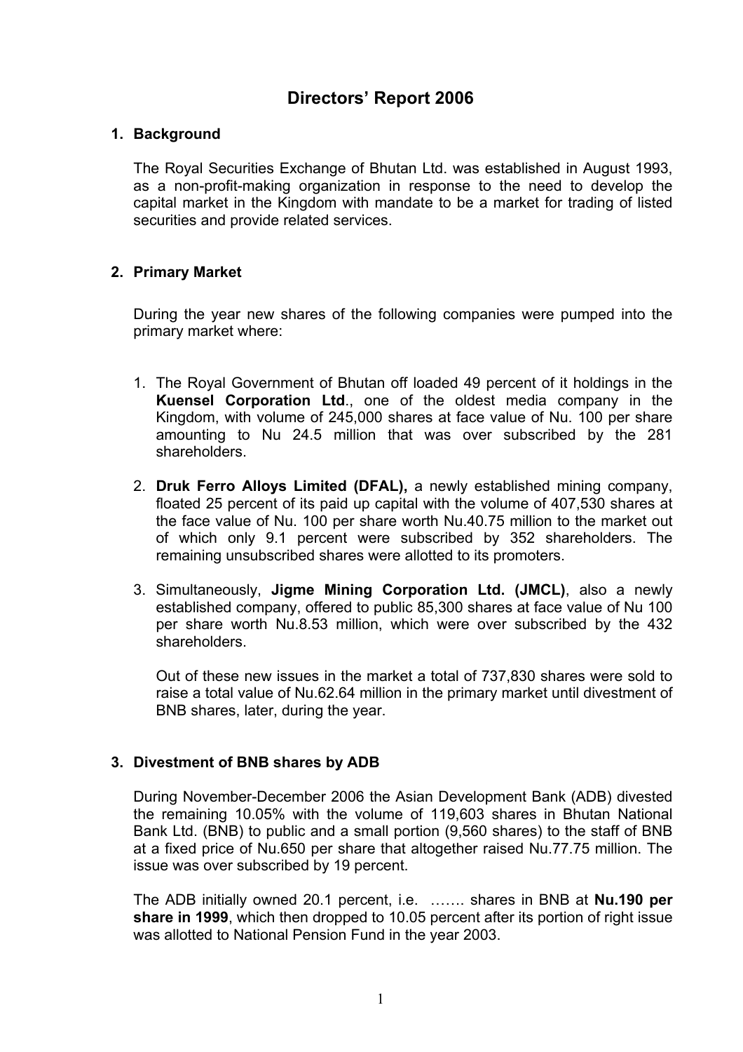# Directors' Report 2006

## 1. Background

The Royal Securities Exchange of Bhutan Ltd. was established in August 1993, as a non-profit-making organization in response to the need to develop the capital market in the Kingdom with mandate to be a market for trading of listed securities and provide related services.

## 2. Primary Market

During the year new shares of the following companies were pumped into the primary market where:

1. The Royal Government of Bhutan off loaded 49 percent of it holdings in the **Kuensel Corporation Ltd**., one of the oldest media company in the Kingdom, with volume of 245,000 shares at face value of Nu. 100 per share amounting to Nu 24.5 million that was over subscribed by the 281 shareholders.
2. **Druk Ferro Alloys Limited (DFAL),** a newly established mining company, floated 25 percent of its paid up capital with the volume of 407,530 shares at the face value of Nu. 100 per share worth Nu.40.75 million to the market out of which only 9.1 percent were subscribed by 352 shareholders. The remaining unsubscribed shares were allotted to its promoters.
3. Simultaneously, **Jigme Mining Corporation Ltd. (JMCL)**, also a newly established company, offered to public 85,300 shares at face value of Nu 100 per share worth Nu.8.53 million, which were over subscribed by the 432 shareholders.

   Out of these new issues in the market a total of 737,830 shares were sold to raise a total value of Nu.62.64 million in the primary market until divestment of BNB shares, later, during the year.

## 3. Divestment of BNB shares by ADB

During November-December 2006 the Asian Development Bank (ADB) divested the remaining 10.05% with the volume of 119,603 shares in Bhutan National Bank Ltd. (BNB) to public and a small portion (9,560 shares) to the staff of BNB at a fixed price of Nu.650 per share that altogether raised Nu.77.75 million. The issue was over subscribed by 19 percent.

The ADB initially owned 20.1 percent, i.e. ……. shares in BNB at **Nu.190 per share in 1999**, which then dropped to 10.05 percent after its portion of right issue was allotted to National Pension Fund in the year 2003.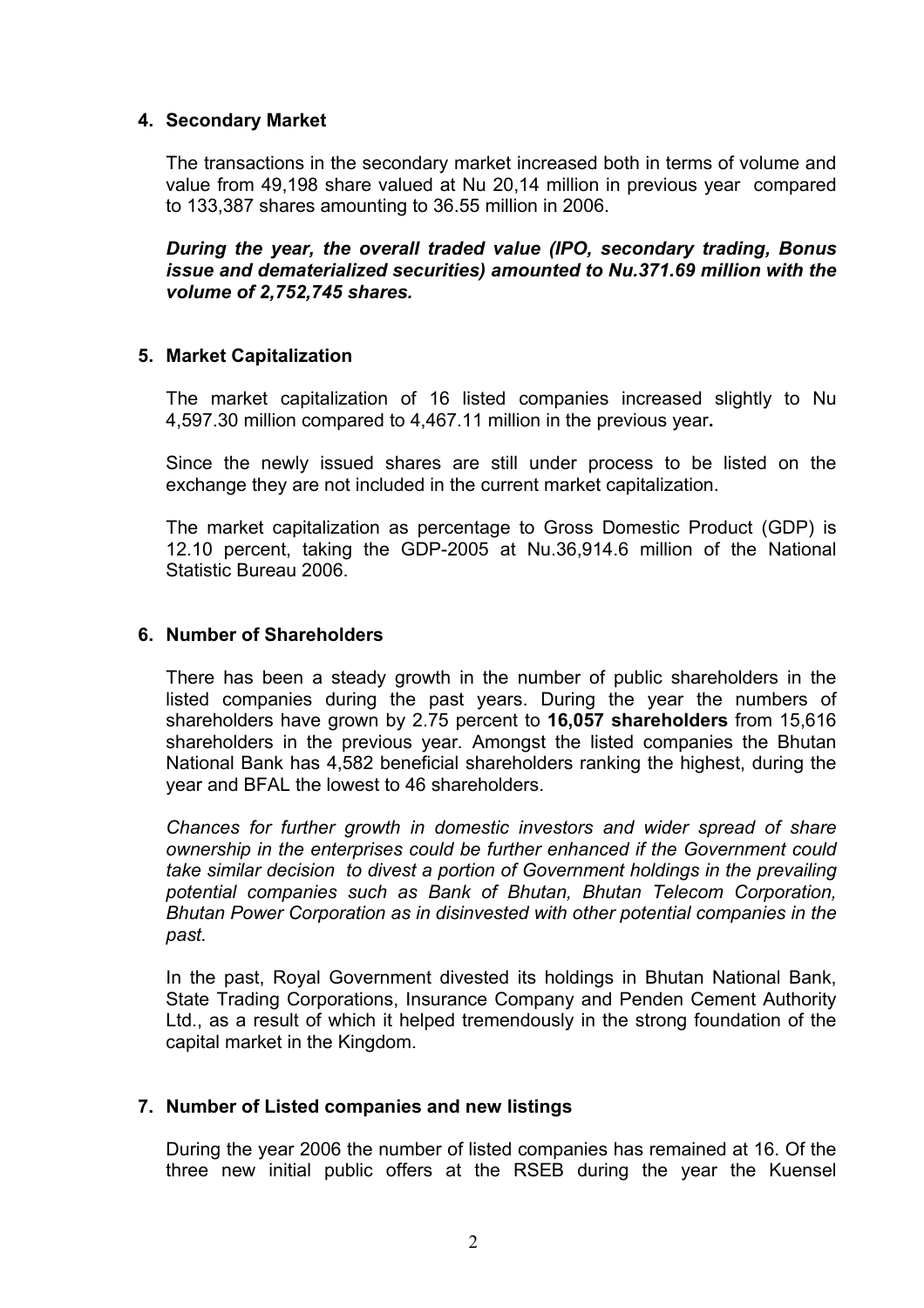## 4. Secondary Market

The transactions in the secondary market increased both in terms of volume and value from 49,198 share valued at Nu 20,14 million in previous year compared to 133,387 shares amounting to 36.55 million in 2006.

***During the year, the overall traded value (IPO, secondary trading, Bonus issue and dematerialized securities) amounted to Nu.371.69 million with the volume of 2,752,745 shares.***

## 5. Market Capitalization

The market capitalization of 16 listed companies increased slightly to Nu 4,597.30 million compared to 4,467.11 million in the previous year**.**

Since the newly issued shares are still under process to be listed on the exchange they are not included in the current market capitalization.

The market capitalization as percentage to Gross Domestic Product (GDP) is 12.10 percent, taking the GDP-2005 at Nu.36,914.6 million of the National Statistic Bureau 2006.

## 6. Number of Shareholders

There has been a steady growth in the number of public shareholders in the listed companies during the past years. During the year the numbers of shareholders have grown by 2.75 percent to **16,057 shareholders** from 15,616 shareholders in the previous year. Amongst the listed companies the Bhutan National Bank has 4,582 beneficial shareholders ranking the highest, during the year and BFAL the lowest to 46 shareholders.

*Chances for further growth in domestic investors and wider spread of share ownership in the enterprises could be further enhanced if the Government could take similar decision to divest a portion of Government holdings in the prevailing potential companies such as Bank of Bhutan, Bhutan Telecom Corporation, Bhutan Power Corporation as in disinvested with other potential companies in the past.*

In the past, Royal Government divested its holdings in Bhutan National Bank, State Trading Corporations, Insurance Company and Penden Cement Authority Ltd., as a result of which it helped tremendously in the strong foundation of the capital market in the Kingdom.

## 7. Number of Listed companies and new listings

During the year 2006 the number of listed companies has remained at 16. Of the three new initial public offers at the RSEB during the year the Kuensel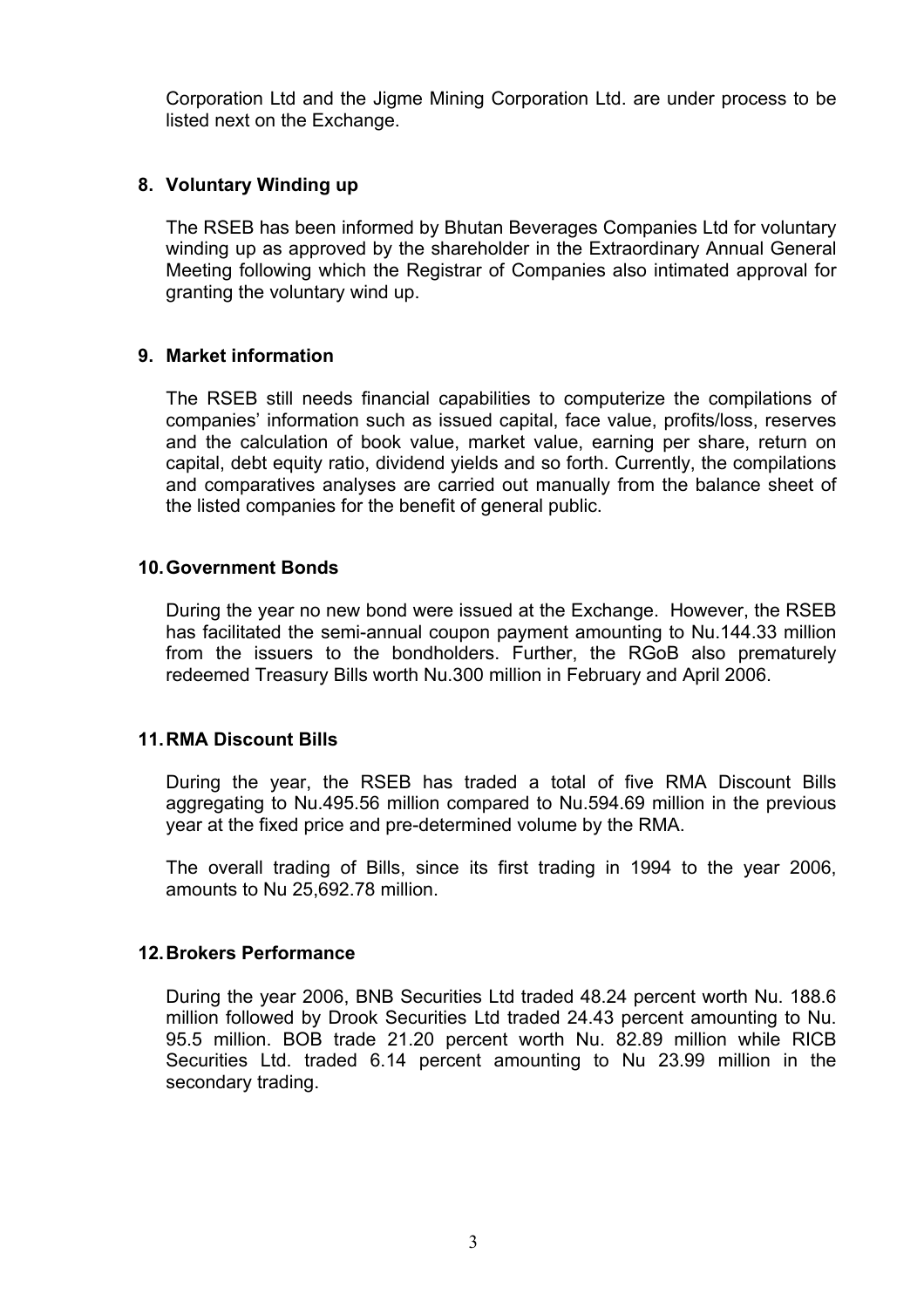Corporation Ltd and the Jigme Mining Corporation Ltd. are under process to be listed next on the Exchange.

## 8. Voluntary Winding up

The RSEB has been informed by Bhutan Beverages Companies Ltd for voluntary winding up as approved by the shareholder in the Extraordinary Annual General Meeting following which the Registrar of Companies also intimated approval for granting the voluntary wind up.

## 9. Market information

The RSEB still needs financial capabilities to computerize the compilations of companies' information such as issued capital, face value, profits/loss, reserves and the calculation of book value, market value, earning per share, return on capital, debt equity ratio, dividend yields and so forth. Currently, the compilations and comparatives analyses are carried out manually from the balance sheet of the listed companies for the benefit of general public.

## 10. Government Bonds

During the year no new bond were issued at the Exchange. However, the RSEB has facilitated the semi-annual coupon payment amounting to Nu.144.33 million from the issuers to the bondholders. Further, the RGoB also prematurely redeemed Treasury Bills worth Nu.300 million in February and April 2006.

## 11. RMA Discount Bills

During the year, the RSEB has traded a total of five RMA Discount Bills aggregating to Nu.495.56 million compared to Nu.594.69 million in the previous year at the fixed price and pre-determined volume by the RMA.

The overall trading of Bills, since its first trading in 1994 to the year 2006, amounts to Nu 25,692.78 million.

## 12. Brokers Performance

During the year 2006, BNB Securities Ltd traded 48.24 percent worth Nu. 188.6 million followed by Drook Securities Ltd traded 24.43 percent amounting to Nu. 95.5 million. BOB trade 21.20 percent worth Nu. 82.89 million while RICB Securities Ltd. traded 6.14 percent amounting to Nu 23.99 million in the secondary trading.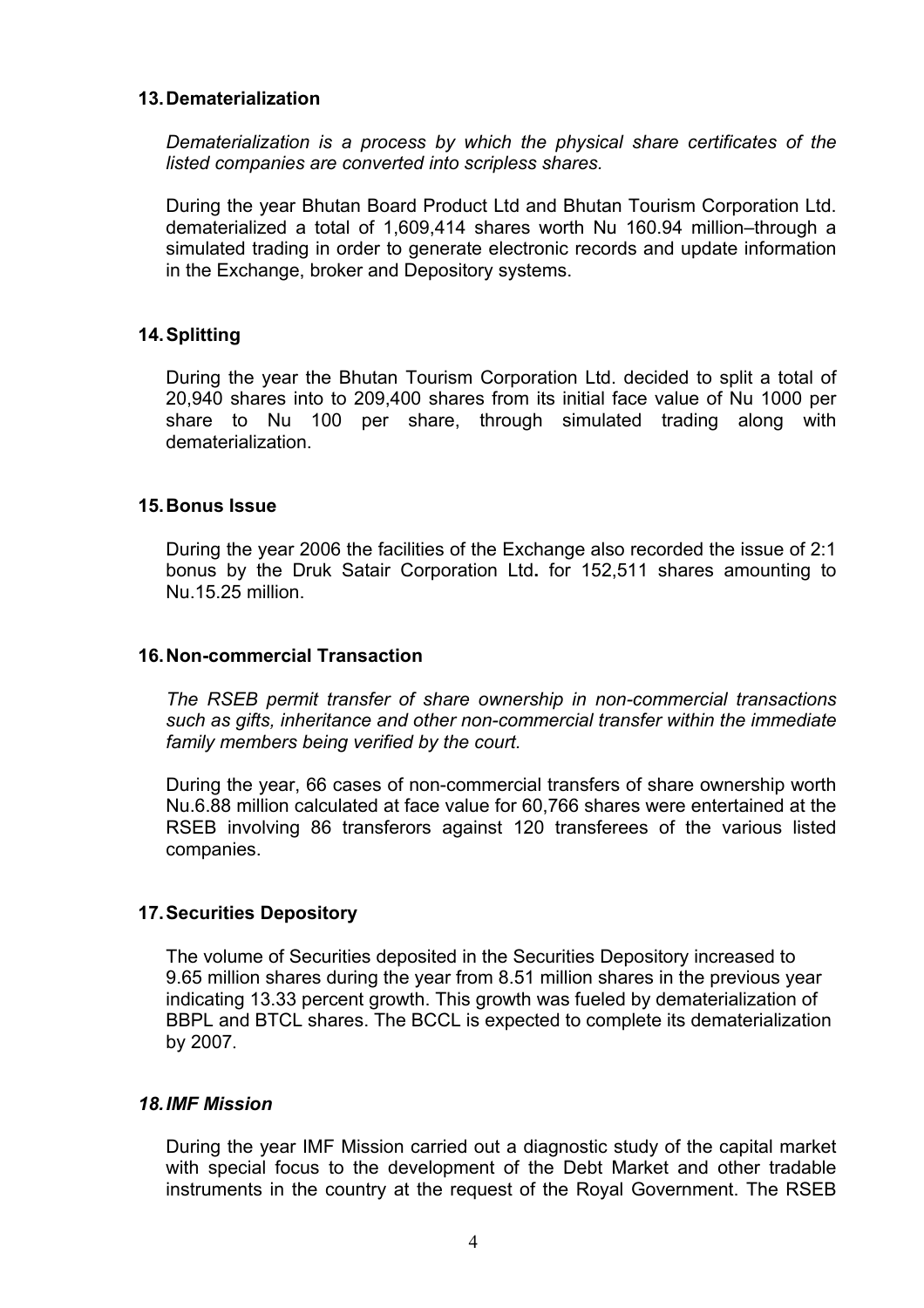## 13. Dematerialization

*Dematerialization is a process by which the physical share certificates of the listed companies are converted into scripless shares.*

During the year Bhutan Board Product Ltd and Bhutan Tourism Corporation Ltd. dematerialized a total of 1,609,414 shares worth Nu 160.94 million–through a simulated trading in order to generate electronic records and update information in the Exchange, broker and Depository systems.

## 14. Splitting

During the year the Bhutan Tourism Corporation Ltd. decided to split a total of 20,940 shares into to 209,400 shares from its initial face value of Nu 1000 per share to Nu 100 per share, through simulated trading along with dematerialization.

## 15. Bonus Issue

During the year 2006 the facilities of the Exchange also recorded the issue of 2:1 bonus by the Druk Satair Corporation Ltd**.** for 152,511 shares amounting to Nu.15.25 million.

## 16. Non-commercial Transaction

*The RSEB permit transfer of share ownership in non-commercial transactions such as gifts, inheritance and other non-commercial transfer within the immediate family members being verified by the court.*

During the year, 66 cases of non-commercial transfers of share ownership worth Nu.6.88 million calculated at face value for 60,766 shares were entertained at the RSEB involving 86 transferors against 120 transferees of the various listed companies.

## 17. Securities Depository

The volume of Securities deposited in the Securities Depository increased to 9.65 million shares during the year from 8.51 million shares in the previous year indicating 13.33 percent growth. This growth was fueled by dematerialization of BBPL and BTCL shares. The BCCL is expected to complete its dematerialization by 2007.

## *18. IMF Mission*

During the year IMF Mission carried out a diagnostic study of the capital market with special focus to the development of the Debt Market and other tradable instruments in the country at the request of the Royal Government. The RSEB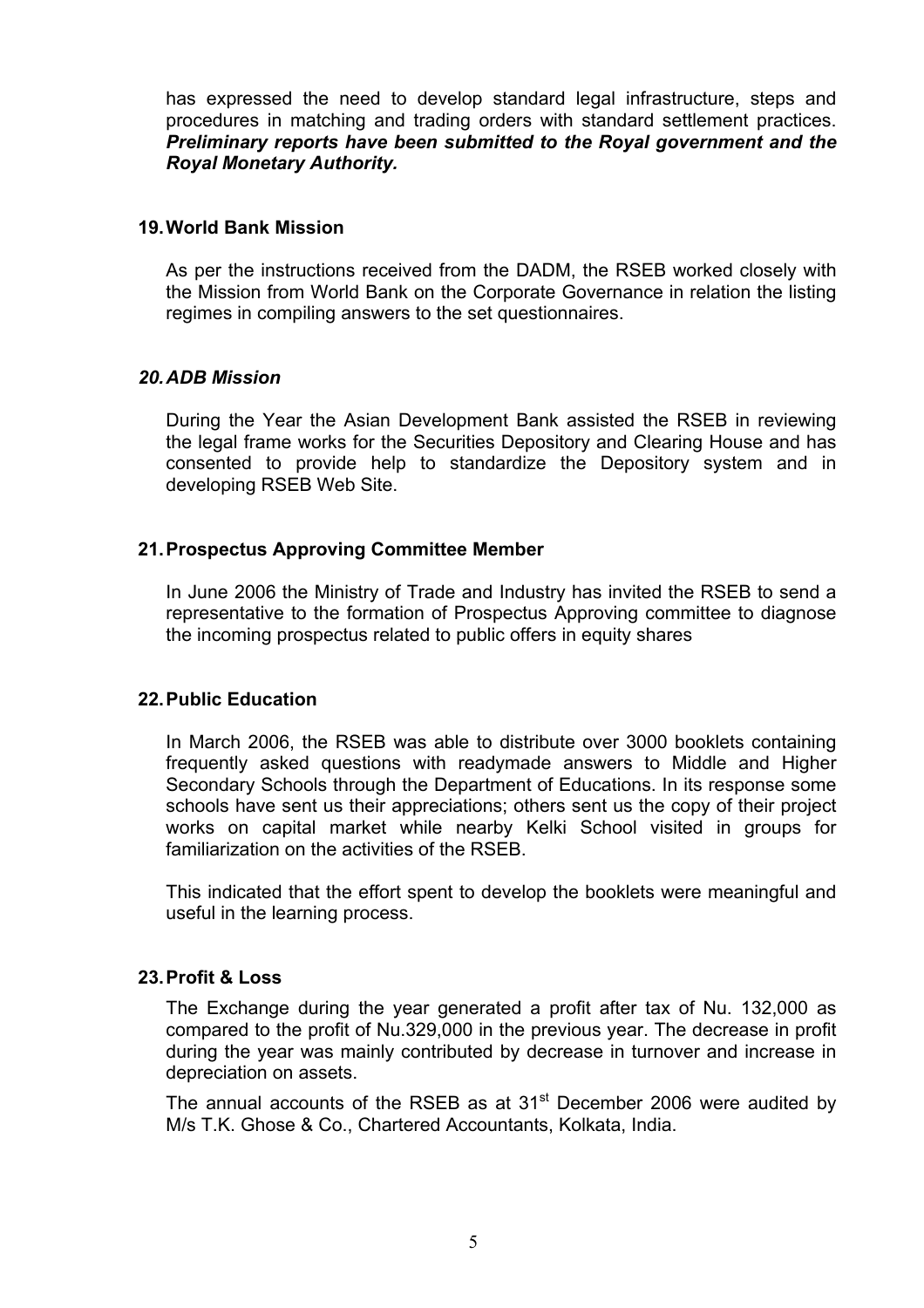has expressed the need to develop standard legal infrastructure, steps and procedures in matching and trading orders with standard settlement practices. ***Preliminary reports have been submitted to the Royal government and the Royal Monetary Authority.***

**19. World Bank Mission**

As per the instructions received from the DADM, the RSEB worked closely with the Mission from World Bank on the Corporate Governance in relation the listing regimes in compiling answers to the set questionnaires.

***20. ADB Mission***

During the Year the Asian Development Bank assisted the RSEB in reviewing the legal frame works for the Securities Depository and Clearing House and has consented to provide help to standardize the Depository system and in developing RSEB Web Site.

**21. Prospectus Approving Committee Member**

In June 2006 the Ministry of Trade and Industry has invited the RSEB to send a representative to the formation of Prospectus Approving committee to diagnose the incoming prospectus related to public offers in equity shares

**22. Public Education**

In March 2006, the RSEB was able to distribute over 3000 booklets containing frequently asked questions with readymade answers to Middle and Higher Secondary Schools through the Department of Educations. In its response some schools have sent us their appreciations; others sent us the copy of their project works on capital market while nearby Kelki School visited in groups for familiarization on the activities of the RSEB.

This indicated that the effort spent to develop the booklets were meaningful and useful in the learning process.

**23. Profit & Loss**

The Exchange during the year generated a profit after tax of Nu. 132,000 as compared to the profit of Nu.329,000 in the previous year. The decrease in profit during the year was mainly contributed by decrease in turnover and increase in depreciation on assets.

The annual accounts of the RSEB as at 31st December 2006 were audited by M/s T.K. Ghose & Co., Chartered Accountants, Kolkata, India.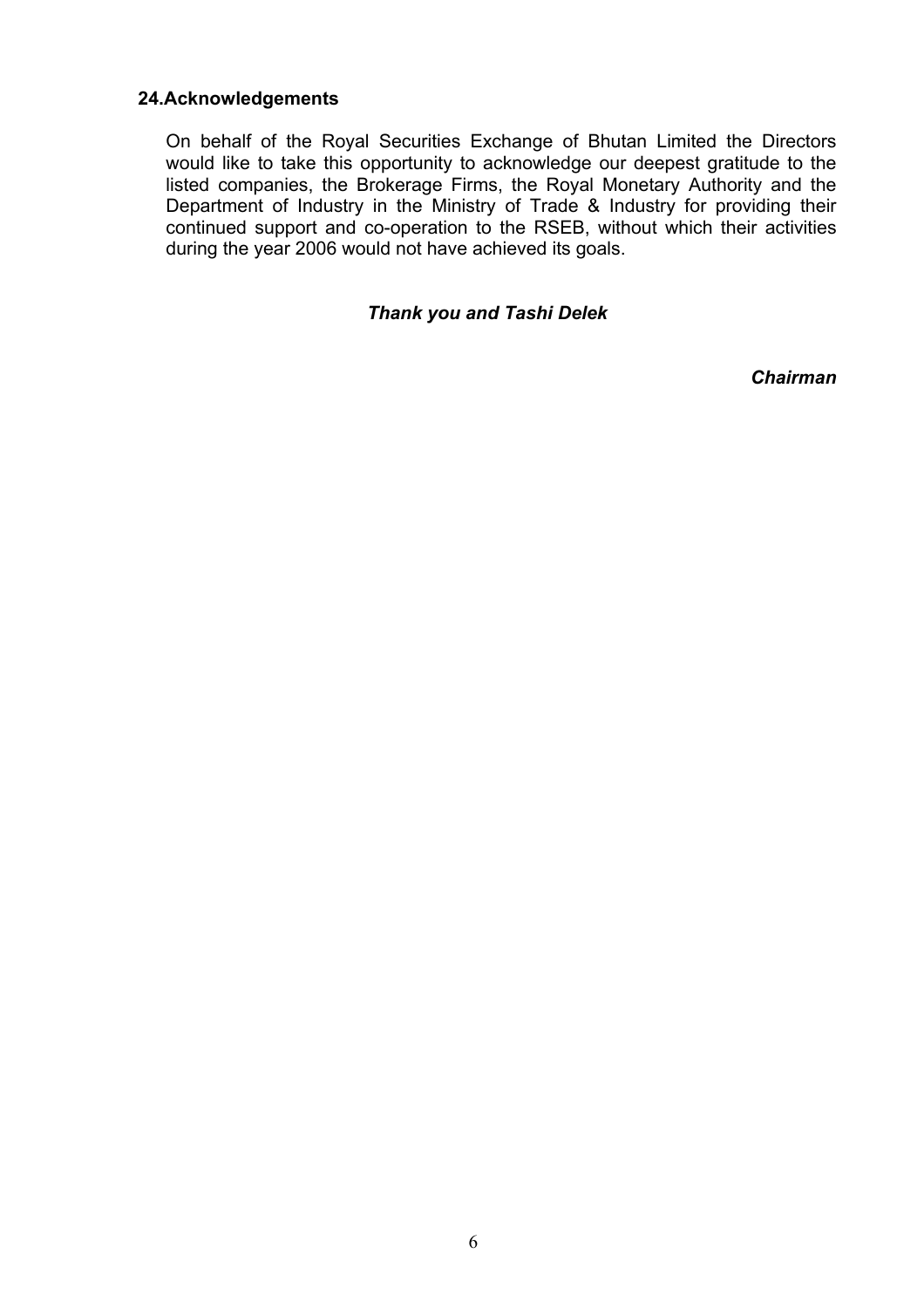## 24. Acknowledgements

On behalf of the Royal Securities Exchange of Bhutan Limited the Directors would like to take this opportunity to acknowledge our deepest gratitude to the listed companies, the Brokerage Firms, the Royal Monetary Authority and the Department of Industry in the Ministry of Trade & Industry for providing their continued support and co-operation to the RSEB, without which their activities during the year 2006 would not have achieved its goals.

***Thank you and Tashi Delek***

***Chairman***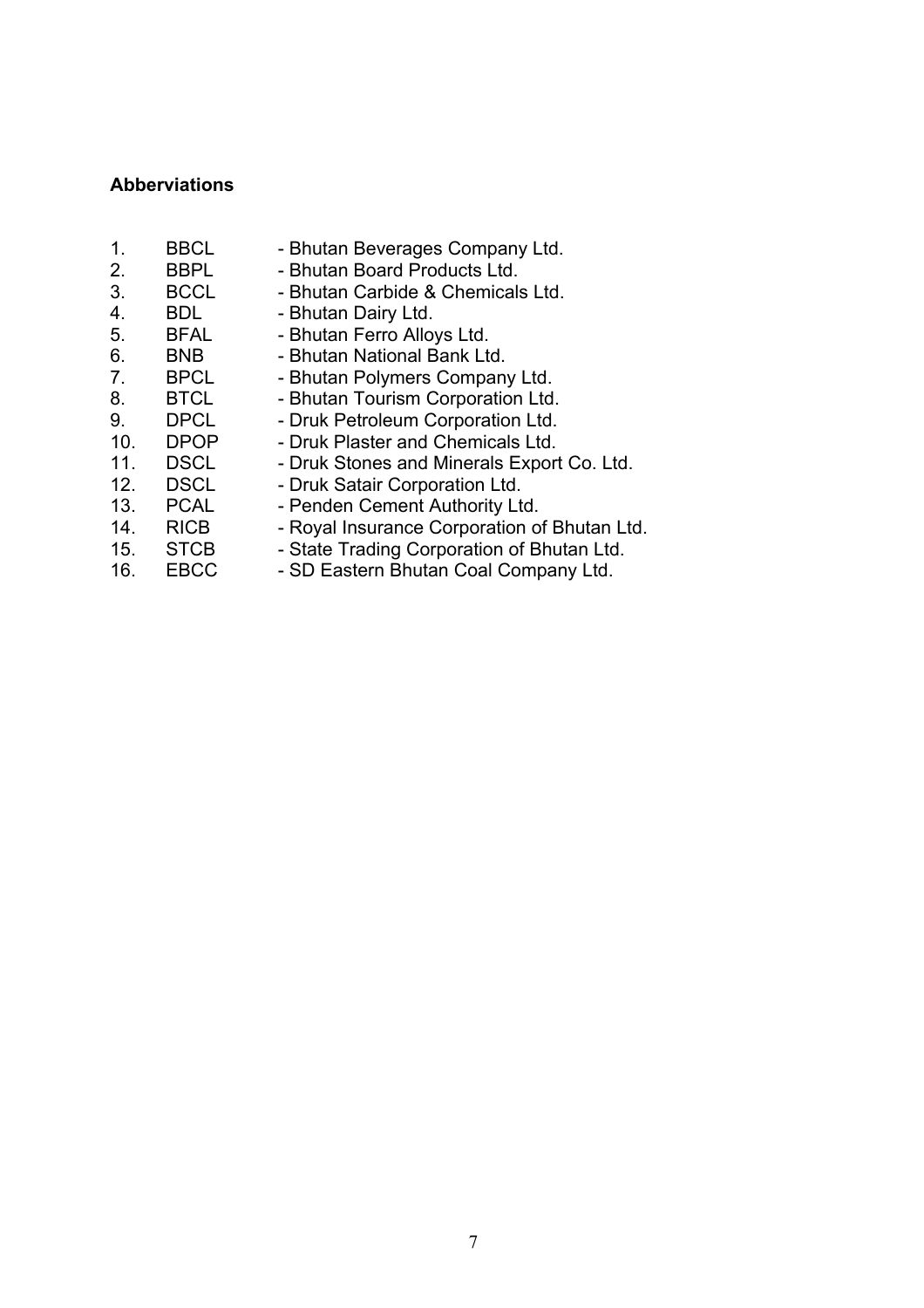**Abberviations**

1. BBCL - Bhutan Beverages Company Ltd.
2. BBPL - Bhutan Board Products Ltd.
3. BCCL - Bhutan Carbide & Chemicals Ltd.
4. BDL - Bhutan Dairy Ltd.
5. BFAL - Bhutan Ferro Alloys Ltd.
6. BNB - Bhutan National Bank Ltd.
7. BPCL - Bhutan Polymers Company Ltd.
8. BTCL - Bhutan Tourism Corporation Ltd.
9. DPCL - Druk Petroleum Corporation Ltd.
10. DPOP - Druk Plaster and Chemicals Ltd.
11. DSCL - Druk Stones and Minerals Export Co. Ltd.
12. DSCL - Druk Satair Corporation Ltd.
13. PCAL - Penden Cement Authority Ltd.
14. RICB - Royal Insurance Corporation of Bhutan Ltd.
15. STCB - State Trading Corporation of Bhutan Ltd.
16. EBCC - SD Eastern Bhutan Coal Company Ltd.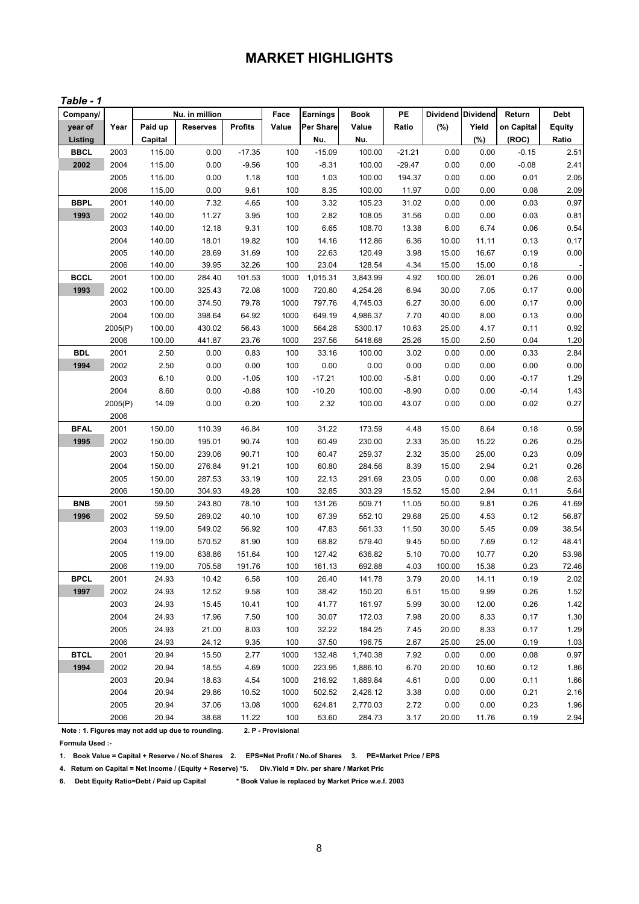# MARKET HIGHLIGHTS

*Table - 1*

| Company/ year of Listing | Year | Nu. in million Paid up Capital | Reserves | Profits | Face Value | Earnings Per Share Nu. | Book Value Nu. | PE Ratio | Dividend (%) | Dividend Yield (%) | Return on Capital (ROC) | Debt Equity Ratio |
|---|---|---|---|---|---|---|---|---|---|---|---|---|
| **BBCL** | 2003 | 115.00 | 0.00 | -17.35 | 100 | -15.09 | 100.00 | -21.21 | 0.00 | 0.00 | -0.15 | 2.51 |
| **2002** | 2004 | 115.00 | 0.00 | -9.56 | 100 | -8.31 | 100.00 | -29.47 | 0.00 | 0.00 | -0.08 | 2.41 |
| | 2005 | 115.00 | 0.00 | 1.18 | 100 | 1.03 | 100.00 | 194.37 | 0.00 | 0.00 | 0.01 | 2.05 |
| | 2006 | 115.00 | 0.00 | 9.61 | 100 | 8.35 | 100.00 | 11.97 | 0.00 | 0.00 | 0.08 | 2.09 |
| **BBPL** | 2001 | 140.00 | 7.32 | 4.65 | 100 | 3.32 | 105.23 | 31.02 | 0.00 | 0.00 | 0.03 | 0.97 |
| **1993** | 2002 | 140.00 | 11.27 | 3.95 | 100 | 2.82 | 108.05 | 31.56 | 0.00 | 0.00 | 0.03 | 0.81 |
| | 2003 | 140.00 | 12.18 | 9.31 | 100 | 6.65 | 108.70 | 13.38 | 6.00 | 6.74 | 0.06 | 0.54 |
| | 2004 | 140.00 | 18.01 | 19.82 | 100 | 14.16 | 112.86 | 6.36 | 10.00 | 11.11 | 0.13 | 0.17 |
| | 2005 | 140.00 | 28.69 | 31.69 | 100 | 22.63 | 120.49 | 3.98 | 15.00 | 16.67 | 0.19 | 0.00 |
| | 2006 | 140.00 | 39.95 | 32.26 | 100 | 23.04 | 128.54 | 4.34 | 15.00 | 15.00 | 0.18 | - |
| **BCCL** | 2001 | 100.00 | 284.40 | 101.53 | 1000 | 1,015.31 | 3,843.99 | 4.92 | 100.00 | 26.01 | 0.26 | 0.00 |
| **1993** | 2002 | 100.00 | 325.43 | 72.08 | 1000 | 720.80 | 4,254.26 | 6.94 | 30.00 | 7.05 | 0.17 | 0.00 |
| | 2003 | 100.00 | 374.50 | 79.78 | 1000 | 797.76 | 4,745.03 | 6.27 | 30.00 | 6.00 | 0.17 | 0.00 |
| | 2004 | 100.00 | 398.64 | 64.92 | 1000 | 649.19 | 4,986.37 | 7.70 | 40.00 | 8.00 | 0.13 | 0.00 |
| | 2005(P) | 100.00 | 430.02 | 56.43 | 1000 | 564.28 | 5300.17 | 10.63 | 25.00 | 4.17 | 0.11 | 0.92 |
| | 2006 | 100.00 | 441.87 | 23.76 | 1000 | 237.56 | 5418.68 | 25.26 | 15.00 | 2.50 | 0.04 | 1.20 |
| **BDL** | 2001 | 2.50 | 0.00 | 0.83 | 100 | 33.16 | 100.00 | 3.02 | 0.00 | 0.00 | 0.33 | 2.84 |
| **1994** | 2002 | 2.50 | 0.00 | 0.00 | 100 | 0.00 | 0.00 | 0.00 | 0.00 | 0.00 | 0.00 | 0.00 |
| | 2003 | 6.10 | 0.00 | -1.05 | 100 | -17.21 | 100.00 | -5.81 | 0.00 | 0.00 | -0.17 | 1.29 |
| | 2004 | 8.60 | 0.00 | -0.88 | 100 | -10.20 | 100.00 | -8.90 | 0.00 | 0.00 | -0.14 | 1.43 |
| | 2005(P) | 14.09 | 0.00 | 0.20 | 100 | 2.32 | 100.00 | 43.07 | 0.00 | 0.00 | 0.02 | 0.27 |
| | 2006 | | | | | | | | | | | |
| **BFAL** | 2001 | 150.00 | 110.39 | 46.84 | 100 | 31.22 | 173.59 | 4.48 | 15.00 | 8.64 | 0.18 | 0.59 |
| **1995** | 2002 | 150.00 | 195.01 | 90.74 | 100 | 60.49 | 230.00 | 2.33 | 35.00 | 15.22 | 0.26 | 0.25 |
| | 2003 | 150.00 | 239.06 | 90.71 | 100 | 60.47 | 259.37 | 2.32 | 35.00 | 25.00 | 0.23 | 0.09 |
| | 2004 | 150.00 | 276.84 | 91.21 | 100 | 60.80 | 284.56 | 8.39 | 15.00 | 2.94 | 0.21 | 0.26 |
| | 2005 | 150.00 | 287.53 | 33.19 | 100 | 22.13 | 291.69 | 23.05 | 0.00 | 0.00 | 0.08 | 2.63 |
| | 2006 | 150.00 | 304.93 | 49.28 | 100 | 32.85 | 303.29 | 15.52 | 15.00 | 2.94 | 0.11 | 5.64 |
| **BNB** | 2001 | 59.50 | 243.80 | 78.10 | 100 | 131.26 | 509.71 | 11.05 | 50.00 | 9.81 | 0.26 | 41.69 |
| **1996** | 2002 | 59.50 | 269.02 | 40.10 | 100 | 67.39 | 552.10 | 29.68 | 25.00 | 4.53 | 0.12 | 56.87 |
| | 2003 | 119.00 | 549.02 | 56.92 | 100 | 47.83 | 561.33 | 11.50 | 30.00 | 5.45 | 0.09 | 38.54 |
| | 2004 | 119.00 | 570.52 | 81.90 | 100 | 68.82 | 579.40 | 9.45 | 50.00 | 7.69 | 0.12 | 48.41 |
| | 2005 | 119.00 | 638.86 | 151.64 | 100 | 127.42 | 636.82 | 5.10 | 70.00 | 10.77 | 0.20 | 53.98 |
| | 2006 | 119.00 | 705.58 | 191.76 | 100 | 161.13 | 692.88 | 4.03 | 100.00 | 15.38 | 0.23 | 72.46 |
| **BPCL** | 2001 | 24.93 | 10.42 | 6.58 | 100 | 26.40 | 141.78 | 3.79 | 20.00 | 14.11 | 0.19 | 2.02 |
| **1997** | 2002 | 24.93 | 12.52 | 9.58 | 100 | 38.42 | 150.20 | 6.51 | 15.00 | 9.99 | 0.26 | 1.52 |
| | 2003 | 24.93 | 15.45 | 10.41 | 100 | 41.77 | 161.97 | 5.99 | 30.00 | 12.00 | 0.26 | 1.42 |
| | 2004 | 24.93 | 17.96 | 7.50 | 100 | 30.07 | 172.03 | 7.98 | 20.00 | 8.33 | 0.17 | 1.30 |
| | 2005 | 24.93 | 21.00 | 8.03 | 100 | 32.22 | 184.25 | 7.45 | 20.00 | 8.33 | 0.17 | 1.29 |
| | 2006 | 24.93 | 24.12 | 9.35 | 100 | 37.50 | 196.75 | 2.67 | 25.00 | 25.00 | 0.19 | 1.03 |
| **BTCL** | 2001 | 20.94 | 15.50 | 2.77 | 1000 | 132.48 | 1,740.38 | 7.92 | 0.00 | 0.00 | 0.08 | 0.97 |
| **1994** | 2002 | 20.94 | 18.55 | 4.69 | 1000 | 223.95 | 1,886.10 | 6.70 | 20.00 | 10.60 | 0.12 | 1.86 |
| | 2003 | 20.94 | 18.63 | 4.54 | 1000 | 216.92 | 1,889.84 | 4.61 | 0.00 | 0.00 | 0.11 | 1.66 |
| | 2004 | 20.94 | 29.86 | 10.52 | 1000 | 502.52 | 2,426.12 | 3.38 | 0.00 | 0.00 | 0.21 | 2.16 |
| | 2005 | 20.94 | 37.06 | 13.08 | 1000 | 624.81 | 2,770.03 | 2.72 | 0.00 | 0.00 | 0.23 | 1.96 |
| | 2006 | 20.94 | 38.68 | 11.22 | 100 | 53.60 | 284.73 | 3.17 | 20.00 | 11.76 | 0.19 | 2.94 |

**Note : 1. Figures may not add up due to rounding. 2. P - Provisional**

**Formula Used :-**

**1. Book Value = Capital + Reserve / No.of Shares 2. EPS=Net Profit / No.of Shares 3. PE=Market Price / EPS**

**4. Return on Capital = Net Income / (Equity + Reserve) \*5. Div.Yield = Div. per share / Market Pric**

**6. Debt Equity Ratio=Debt / Paid up Capital \* Book Value is replaced by Market Price w.e.f. 2003**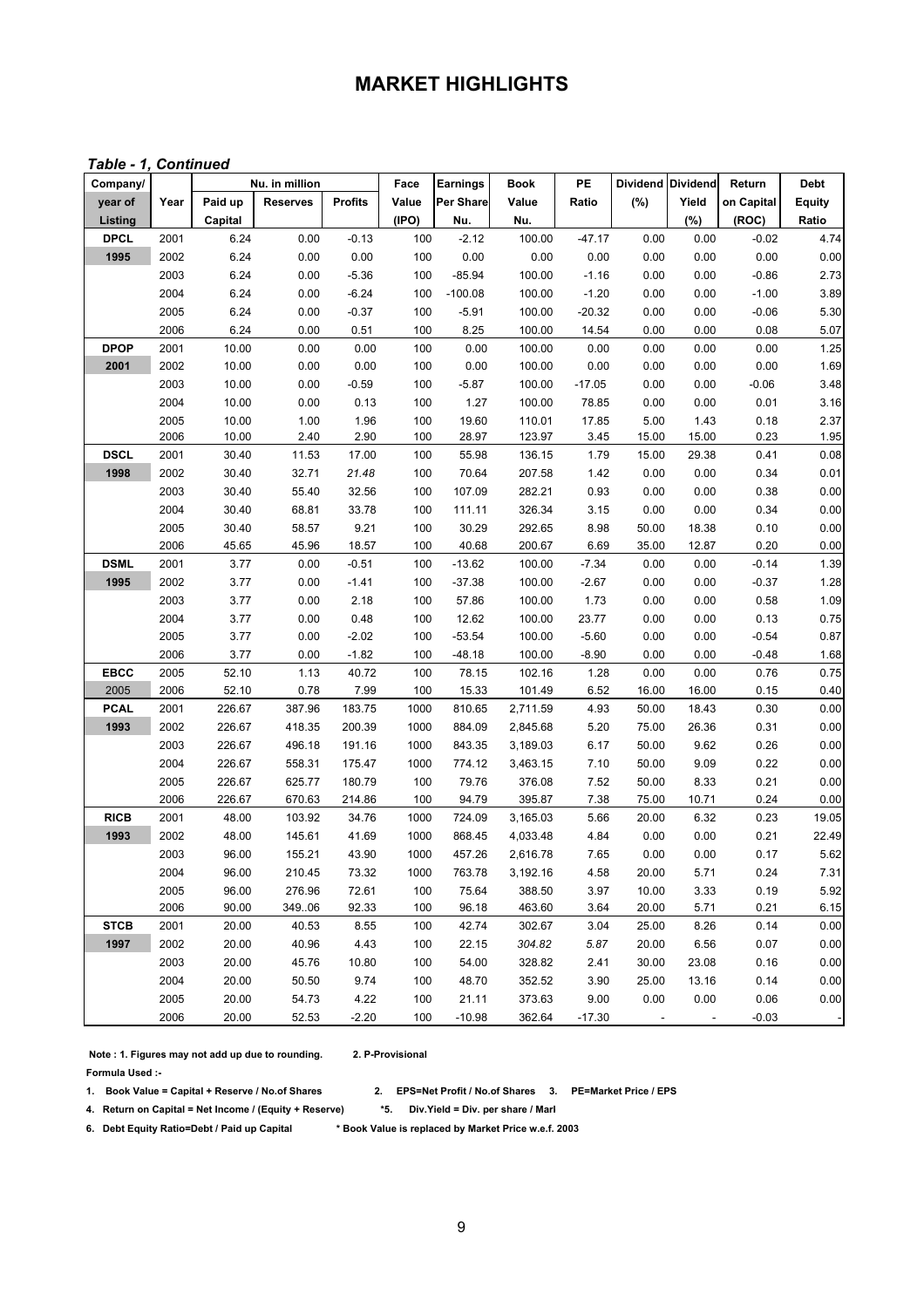# MARKET HIGHLIGHTS

*Table - 1, Continued*

| Company/ year of Listing | Year | Nu. in million | | | Face Value (IPO) | Earnings Per Share Nu. | Book Value Nu. | PE Ratio | Dividend (%) | Dividend Yield (%) | Return on Capital (ROC) | Debt Equity Ratio |
|---|---|---|---|---|---|---|---|---|---|---|---|---|
| | | Paid up Capital | Reserves | Profits | | | | | | | | |
| **DPCL** | 2001 | 6.24 | 0.00 | -0.13 | 100 | -2.12 | 100.00 | -47.17 | 0.00 | 0.00 | -0.02 | 4.74 |
| **1995** | 2002 | 6.24 | 0.00 | 0.00 | 100 | 0.00 | 0.00 | 0.00 | 0.00 | 0.00 | 0.00 | 0.00 |
| | 2003 | 6.24 | 0.00 | -5.36 | 100 | -85.94 | 100.00 | -1.16 | 0.00 | 0.00 | -0.86 | 2.73 |
| | 2004 | 6.24 | 0.00 | -6.24 | 100 | -100.08 | 100.00 | -1.20 | 0.00 | 0.00 | -1.00 | 3.89 |
| | 2005 | 6.24 | 0.00 | -0.37 | 100 | -5.91 | 100.00 | -20.32 | 0.00 | 0.00 | -0.06 | 5.30 |
| | 2006 | 6.24 | 0.00 | 0.51 | 100 | 8.25 | 100.00 | 14.54 | 0.00 | 0.00 | 0.08 | 5.07 |
| **DPOP** | 2001 | 10.00 | 0.00 | 0.00 | 100 | 0.00 | 100.00 | 0.00 | 0.00 | 0.00 | 0.00 | 1.25 |
| **2001** | 2002 | 10.00 | 0.00 | 0.00 | 100 | 0.00 | 100.00 | 0.00 | 0.00 | 0.00 | 0.00 | 1.69 |
| | 2003 | 10.00 | 0.00 | -0.59 | 100 | -5.87 | 100.00 | -17.05 | 0.00 | 0.00 | -0.06 | 3.48 |
| | 2004 | 10.00 | 0.00 | 0.13 | 100 | 1.27 | 100.00 | 78.85 | 0.00 | 0.00 | 0.01 | 3.16 |
| | 2005 | 10.00 | 1.00 | 1.96 | 100 | 19.60 | 110.01 | 17.85 | 5.00 | 1.43 | 0.18 | 2.37 |
| | 2006 | 10.00 | 2.40 | 2.90 | 100 | 28.97 | 123.97 | 3.45 | 15.00 | 15.00 | 0.23 | 1.95 |
| **DSCL** | 2001 | 30.40 | 11.53 | 17.00 | 100 | 55.98 | 136.15 | 1.79 | 15.00 | 29.38 | 0.41 | 0.08 |
| **1998** | 2002 | 30.40 | 32.71 | *21.48* | 100 | 70.64 | 207.58 | 1.42 | 0.00 | 0.00 | 0.34 | 0.01 |
| | 2003 | 30.40 | 55.40 | 32.56 | 100 | 107.09 | 282.21 | 0.93 | 0.00 | 0.00 | 0.38 | 0.00 |
| | 2004 | 30.40 | 68.81 | 33.78 | 100 | 111.11 | 326.34 | 3.15 | 0.00 | 0.00 | 0.34 | 0.00 |
| | 2005 | 30.40 | 58.57 | 9.21 | 100 | 30.29 | 292.65 | 8.98 | 50.00 | 18.38 | 0.10 | 0.00 |
| | 2006 | 45.65 | 45.96 | 18.57 | 100 | 40.68 | 200.67 | 6.69 | 35.00 | 12.87 | 0.20 | 0.00 |
| **DSML** | 2001 | 3.77 | 0.00 | -0.51 | 100 | -13.62 | 100.00 | -7.34 | 0.00 | 0.00 | -0.14 | 1.39 |
| **1995** | 2002 | 3.77 | 0.00 | -1.41 | 100 | -37.38 | 100.00 | -2.67 | 0.00 | 0.00 | -0.37 | 1.28 |
| | 2003 | 3.77 | 0.00 | 2.18 | 100 | 57.86 | 100.00 | 1.73 | 0.00 | 0.00 | 0.58 | 1.09 |
| | 2004 | 3.77 | 0.00 | 0.48 | 100 | 12.62 | 100.00 | 23.77 | 0.00 | 0.00 | 0.13 | 0.75 |
| | 2005 | 3.77 | 0.00 | -2.02 | 100 | -53.54 | 100.00 | -5.60 | 0.00 | 0.00 | -0.54 | 0.87 |
| | 2006 | 3.77 | 0.00 | -1.82 | 100 | -48.18 | 100.00 | -8.90 | 0.00 | 0.00 | -0.48 | 1.68 |
| **EBCC** | 2005 | 52.10 | 1.13 | 40.72 | 100 | 78.15 | 102.16 | 1.28 | 0.00 | 0.00 | 0.76 | 0.75 |
| 2005 | 2006 | 52.10 | 0.78 | 7.99 | 100 | 15.33 | 101.49 | 6.52 | 16.00 | 16.00 | 0.15 | 0.40 |
| **PCAL** | 2001 | 226.67 | 387.96 | 183.75 | 1000 | 810.65 | 2,711.59 | 4.93 | 50.00 | 18.43 | 0.30 | 0.00 |
| **1993** | 2002 | 226.67 | 418.35 | 200.39 | 1000 | 884.09 | 2,845.68 | 5.20 | 75.00 | 26.36 | 0.31 | 0.00 |
| | 2003 | 226.67 | 496.18 | 191.16 | 1000 | 843.35 | 3,189.03 | 6.17 | 50.00 | 9.62 | 0.26 | 0.00 |
| | 2004 | 226.67 | 558.31 | 175.47 | 1000 | 774.12 | 3,463.15 | 7.10 | 50.00 | 9.09 | 0.22 | 0.00 |
| | 2005 | 226.67 | 625.77 | 180.79 | 100 | 79.76 | 376.08 | 7.52 | 50.00 | 8.33 | 0.21 | 0.00 |
| | 2006 | 226.67 | 670.63 | 214.86 | 100 | 94.79 | 395.87 | 7.38 | 75.00 | 10.71 | 0.24 | 0.00 |
| **RICB** | 2001 | 48.00 | 103.92 | 34.76 | 1000 | 724.09 | 3,165.03 | 5.66 | 20.00 | 6.32 | 0.23 | 19.05 |
| **1993** | 2002 | 48.00 | 145.61 | 41.69 | 1000 | 868.45 | 4,033.48 | 4.84 | 0.00 | 0.00 | 0.21 | 22.49 |
| | 2003 | 96.00 | 155.21 | 43.90 | 1000 | 457.26 | 2,616.78 | 7.65 | 0.00 | 0.00 | 0.17 | 5.62 |
| | 2004 | 96.00 | 210.45 | 73.32 | 1000 | 763.78 | 3,192.16 | 4.58 | 20.00 | 5.71 | 0.24 | 7.31 |
| | 2005 | 96.00 | 276.96 | 72.61 | 100 | 75.64 | 388.50 | 3.97 | 10.00 | 3.33 | 0.19 | 5.92 |
| | 2006 | 90.00 | 349..06 | 92.33 | 100 | 96.18 | 463.60 | 3.64 | 20.00 | 5.71 | 0.21 | 6.15 |
| **STCB** | 2001 | 20.00 | 40.53 | 8.55 | 100 | 42.74 | 302.67 | 3.04 | 25.00 | 8.26 | 0.14 | 0.00 |
| **1997** | 2002 | 20.00 | 40.96 | 4.43 | 100 | 22.15 | *304.82* | *5.87* | 20.00 | 6.56 | 0.07 | 0.00 |
| | 2003 | 20.00 | 45.76 | 10.80 | 100 | 54.00 | 328.82 | 2.41 | 30.00 | 23.08 | 0.16 | 0.00 |
| | 2004 | 20.00 | 50.50 | 9.74 | 100 | 48.70 | 352.52 | 3.90 | 25.00 | 13.16 | 0.14 | 0.00 |
| | 2005 | 20.00 | 54.73 | 4.22 | 100 | 21.11 | 373.63 | 9.00 | 0.00 | 0.00 | 0.06 | 0.00 |
| | 2006 | 20.00 | 52.53 | -2.20 | 100 | -10.98 | 362.64 | -17.30 | - | - | -0.03 | - |

**Note : 1. Figures may not add up due to rounding. 2. P-Provisional**

**Formula Used :-**

**1. Book Value = Capital + Reserve / No.of Shares 2. EPS=Net Profit / No.of Shares 3. PE=Market Price / EPS**

**4. Return on Capital = Net Income / (Equity + Reserve) *5. Div.Yield = Div. per share / Marl**

**6. Debt Equity Ratio=Debt / Paid up Capital * Book Value is replaced by Market Price w.e.f. 2003**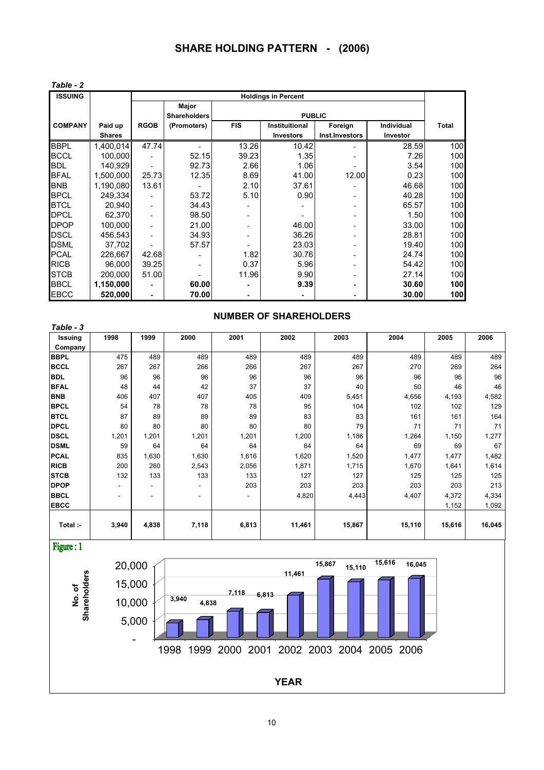# SHARE HOLDING PATTERN - (2006)

*Table - 2*

| ISSUING COMPANY | Paid up Shares | RGOB | Major Shareholders (Promoters) | FIS | Instituitional Investors | Foreign Inst.Investors | Individual Investor | Total |
|---|---|---|---|---|---|---|---|---|
| | | Holdings in Percent | | PUBLIC | | | | |
| BBPL | 1,400,014 | 47.74 | - | 13.26 | 10.42 | - | 28.59 | 100 |
| BCCL | 100,000 | - | 52.15 | 39.23 | 1.35 | - | 7.26 | 100 |
| BDL | 140,929 | - | 92.73 | 2.66 | 1.06 | - | 3.54 | 100 |
| BFAL | 1,500,000 | 25.73 | 12.35 | 8.69 | 41.00 | 12.00 | 0.23 | 100 |
| BNB | 1,190,080 | 13.61 | - | 2.10 | 37.61 | - | 46.68 | 100 |
| BPCL | 249,334 | - | 53.72 | 5.10 | 0.90 | - | 40.28 | 100 |
| BTCL | 20,940 | - | 34.43 | - | - | - | 65.57 | 100 |
| DPCL | 62,370 | - | 98.50 | - | - | - | 1.50 | 100 |
| DPOP | 100,000 | - | 21.00 | - | 46.00 | - | 33.00 | 100 |
| DSCL | 456,543 | - | 34.93 | - | 36.26 | - | 28.81 | 100 |
| DSML | 37,702 | - | 57.57 | - | 23.03 | - | 19.40 | 100 |
| PCAL | 226,667 | 42.68 | - | 1.82 | 30.76 | - | 24.74 | 100 |
| RICB | 96,000 | 39.25 | - | 0.37 | 5.96 | - | 54.42 | 100 |
| STCB | 200,000 | 51.00 | - | 11.96 | 9.90 | - | 27.14 | 100 |
| **BBCL** | **1,150,000** | **-** | **60.00** | **-** | **9.39** | **-** | **30.60** | **100** |
| **EBCC** | **520,000** | **-** | **70.00** | **-** | **-** | **-** | **30.00** | **100** |

## NUMBER OF SHAREHOLDERS

*Table - 3*

| Issuing Company | 1998 | 1999 | 2000 | 2001 | 2002 | 2003 | 2004 | 2005 | 2006 |
|---|---|---|---|---|---|---|---|---|---|
| **BBPL** | 475 | 489 | 489 | 489 | 489 | 489 | 489 | 489 | 489 |
| **BCCL** | 267 | 267 | 266 | 266 | 267 | 267 | 270 | 269 | 264 |
| **BDL** | 96 | 96 | 96 | 96 | 96 | 96 | 96 | 96 | 96 |
| **BFAL** | 48 | 44 | 42 | 37 | 37 | 40 | 50 | 46 | 46 |
| **BNB** | 406 | 407 | 407 | 405 | 409 | 5,451 | 4,656 | 4,193 | 4,582 |
| **BPCL** | 54 | 78 | 78 | 78 | 95 | 104 | 102 | 102 | 129 |
| **BTCL** | 87 | 89 | 89 | 89 | 83 | 83 | 161 | 161 | 164 |
| **DPCL** | 80 | 80 | 80 | 80 | 80 | 79 | 71 | 71 | 71 |
| **DSCL** | 1,201 | 1,201 | 1,201 | 1,201 | 1,200 | 1,186 | 1,264 | 1,150 | 1,277 |
| **DSML** | 59 | 64 | 64 | 64 | 64 | 64 | 69 | 69 | 67 |
| **PCAL** | 835 | 1,630 | 1,630 | 1,616 | 1,620 | 1,520 | 1,477 | 1,477 | 1,482 |
| **RICB** | 200 | 260 | 2,543 | 2,056 | 1,871 | 1,715 | 1,670 | 1,641 | 1,614 |
| **STCB** | 132 | 133 | 133 | 133 | 127 | 127 | 125 | 125 | 125 |
| **DPOP** | - | - | - | 203 | 203 | 203 | 203 | 203 | 213 |
| **BBCL** | - | - | - | - | 4,820 | 4,443 | 4,407 | 4,372 | 4,334 |
| **EBCC** | | | | | | | | 1,152 | 1,092 |
| **Total :-** | **3,940** | **4,838** | **7,118** | **6,813** | **11,461** | **15,867** | **15,110** | **15,616** | **16,045** |

Figure : 1

No. of Shareholders

20,000
15,000
10,000
5,000
-

3,940 4,838 7,118 6,813 11,461 15,867 15,110 15,616 16,045

1998 1999 2000 2001 2002 2003 2004 2005 2006

YEAR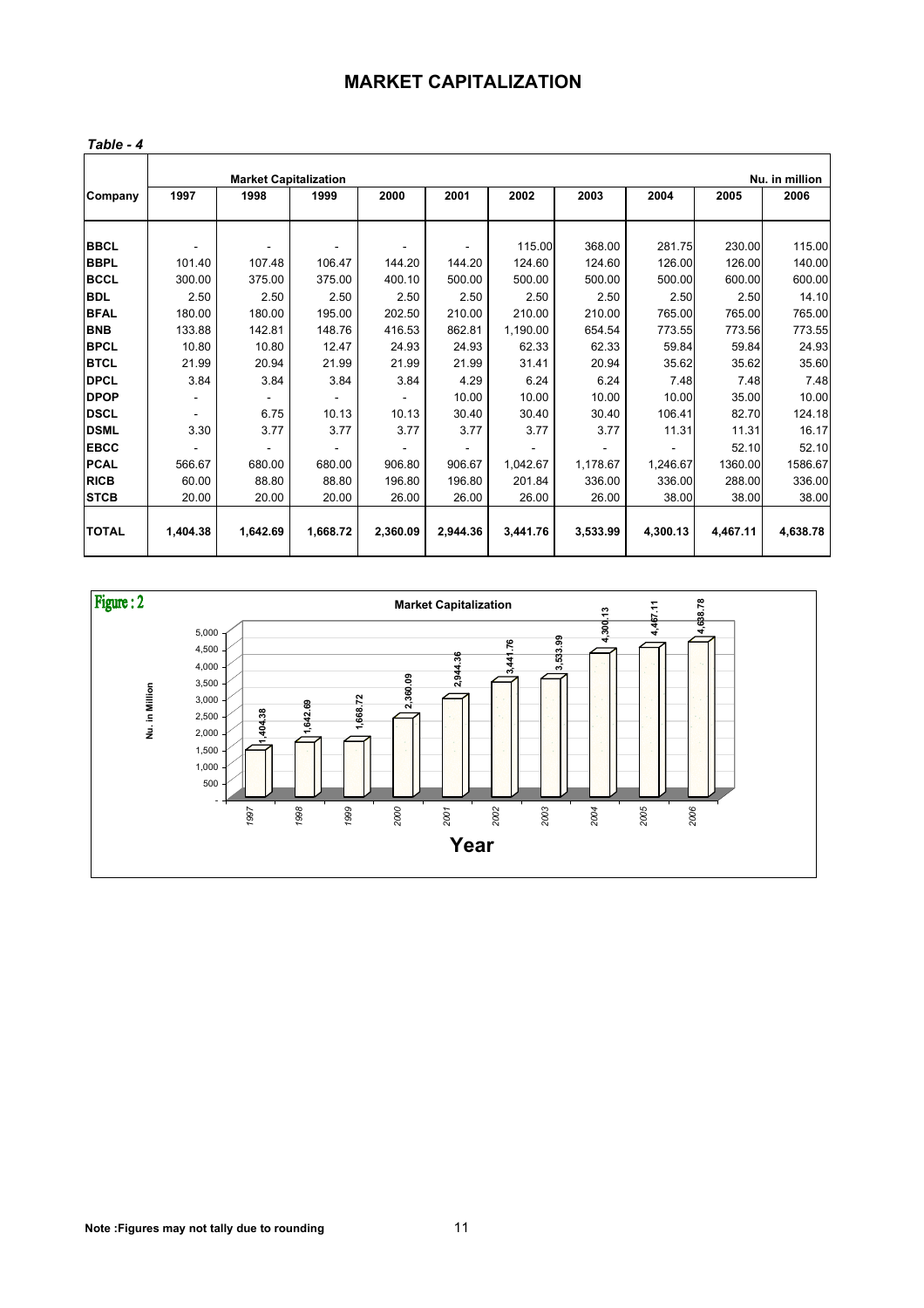# MARKET CAPITALIZATION

*Table - 4*

| Company | Market Capitalization | | | | | | | | | Nu. in million |
|---|---|---|---|---|---|---|---|---|---|---|
| | 1997 | 1998 | 1999 | 2000 | 2001 | 2002 | 2003 | 2004 | 2005 | 2006 |
| **BBCL** | - | - | - | - | - | 115.00 | 368.00 | 281.75 | 230.00 | 115.00 |
| **BBPL** | 101.40 | 107.48 | 106.47 | 144.20 | 144.20 | 124.60 | 124.60 | 126.00 | 126.00 | 140.00 |
| **BCCL** | 300.00 | 375.00 | 375.00 | 400.10 | 500.00 | 500.00 | 500.00 | 500.00 | 600.00 | 600.00 |
| **BDL** | 2.50 | 2.50 | 2.50 | 2.50 | 2.50 | 2.50 | 2.50 | 2.50 | 2.50 | 14.10 |
| **BFAL** | 180.00 | 180.00 | 195.00 | 202.50 | 210.00 | 210.00 | 210.00 | 765.00 | 765.00 | 765.00 |
| **BNB** | 133.88 | 142.81 | 148.76 | 416.53 | 862.81 | 1,190.00 | 654.54 | 773.55 | 773.56 | 773.55 |
| **BPCL** | 10.80 | 10.80 | 12.47 | 24.93 | 24.93 | 62.33 | 62.33 | 59.84 | 59.84 | 24.93 |
| **BTCL** | 21.99 | 20.94 | 21.99 | 21.99 | 21.99 | 31.41 | 20.94 | 35.62 | 35.62 | 35.60 |
| **DPCL** | 3.84 | 3.84 | 3.84 | 3.84 | 4.29 | 6.24 | 6.24 | 7.48 | 7.48 | 7.48 |
| **DPOP** | - | - | - | - | 10.00 | 10.00 | 10.00 | 10.00 | 35.00 | 10.00 |
| **DSCL** | - | 6.75 | 10.13 | 10.13 | 30.40 | 30.40 | 30.40 | 106.41 | 82.70 | 124.18 |
| **DSML** | 3.30 | 3.77 | 3.77 | 3.77 | 3.77 | 3.77 | 3.77 | 11.31 | 11.31 | 16.17 |
| **EBCC** | - | - | - | - | - | - | - | - | 52.10 | 52.10 |
| **PCAL** | 566.67 | 680.00 | 680.00 | 906.80 | 906.67 | 1,042.67 | 1,178.67 | 1,246.67 | 1360.00 | 1586.67 |
| **RICB** | 60.00 | 88.80 | 88.80 | 196.80 | 196.80 | 201.84 | 336.00 | 336.00 | 288.00 | 336.00 |
| **STCB** | 20.00 | 20.00 | 20.00 | 26.00 | 26.00 | 26.00 | 26.00 | 38.00 | 38.00 | 38.00 |
| **TOTAL** | **1,404.38** | **1,642.69** | **1,668.72** | **2,360.09** | **2,944.36** | **3,441.76** | **3,533.99** | **4,300.13** | **4,467.11** | **4,638.78** |

Figure : 2

Market Capitalization

Nu. in Million

5,000
4,500
4,000
3,500
3,000
2,500
2,000
1,500
1,000
500
-

1,404.38
1,642.69
1,668.72
2,360.09
2,944.36
3,441.76
3,533.99
4,300.13
4,467.11
4,638.78

1997 1998 1999 2000 2001 2002 2003 2004 2005 2006

Year

**Note :Figures may not tally due to rounding**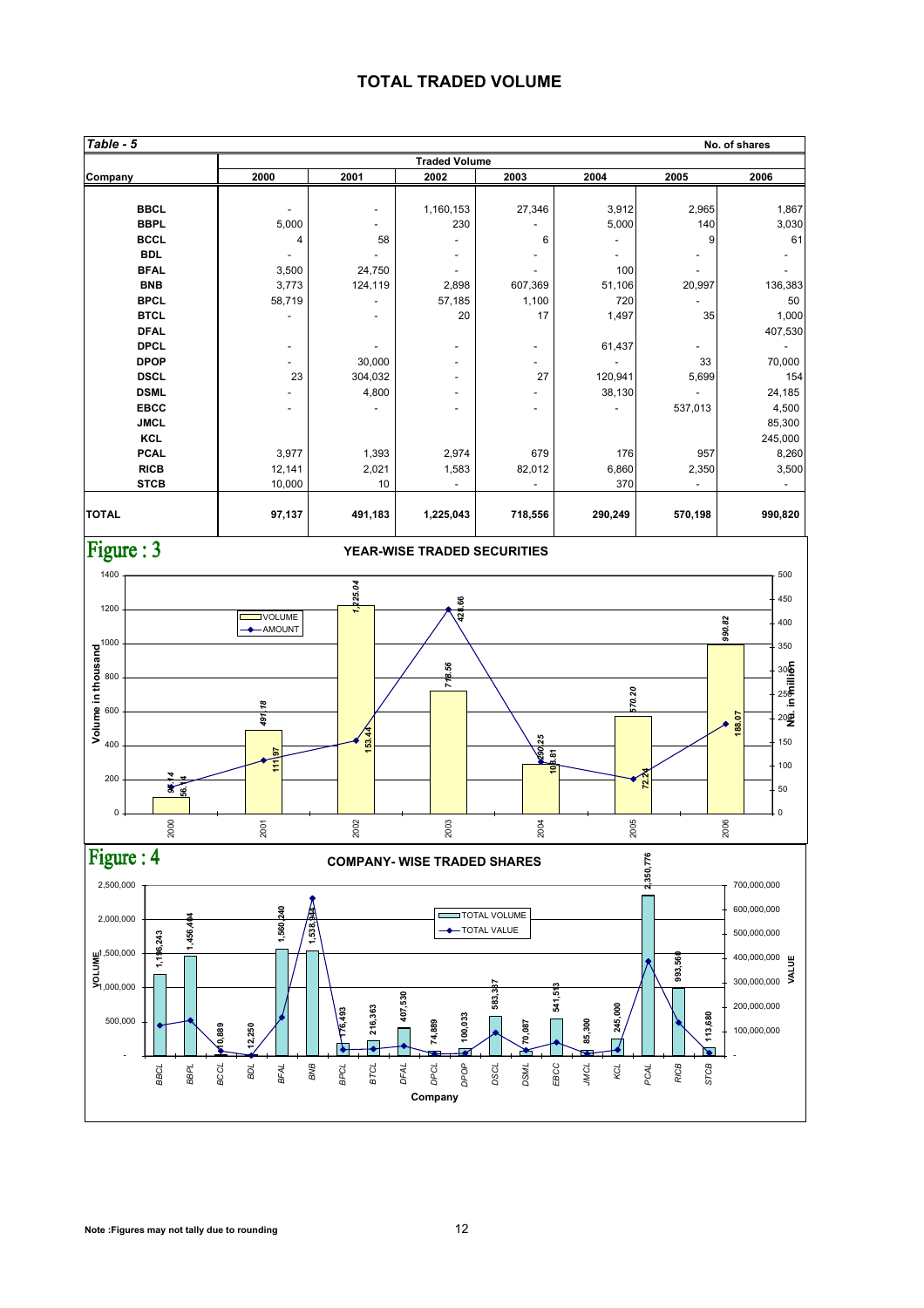# TOTAL TRADED VOLUME

| *Table - 5* | | | | | | | No. of shares |
|---|---|---|---|---|---|---|---|
| | Traded Volume | | | | | | |
| **Company** | **2000** | **2001** | **2002** | **2003** | **2004** | **2005** | **2006** |
| **BBCL** | - | - | 1,160,153 | 27,346 | 3,912 | 2,965 | 1,867 |
| **BBPL** | 5,000 | - | 230 | - | 5,000 | 140 | 3,030 |
| **BCCL** | 4 | 58 | - | 6 | - | 9 | 61 |
| **BDL** | - | - | - | - | - | - | - |
| **BFAL** | 3,500 | 24,750 | - | - | 100 | - | - |
| **BNB** | 3,773 | 124,119 | 2,898 | 607,369 | 51,106 | 20,997 | 136,383 |
| **BPCL** | 58,719 | - | 57,185 | 1,100 | 720 | - | 50 |
| **BTCL** | - | - | 20 | 17 | 1,497 | 35 | 1,000 |
| **DFAL** | | | | | | | 407,530 |
| **DPCL** | - | - | - | - | 61,437 | - | - |
| **DPOP** | - | 30,000 | - | - | - | 33 | 70,000 |
| **DSCL** | 23 | 304,032 | - | 27 | 120,941 | 5,699 | 154 |
| **DSML** | - | 4,800 | - | - | 38,130 | - | 24,185 |
| **EBCC** | - | - | - | - | - | 537,013 | 4,500 |
| **JMCL** | | | | | | | 85,300 |
| **KCL** | | | | | | | 245,000 |
| **PCAL** | 3,977 | 1,393 | 2,974 | 679 | 176 | 957 | 8,260 |
| **RICB** | 12,141 | 2,021 | 1,583 | 82,012 | 6,860 | 2,350 | 3,500 |
| **STCB** | 10,000 | 10 | - | - | 370 | - | - |
| **TOTAL** | **97,137** | **491,183** | **1,225,043** | **718,556** | **290,249** | **570,198** | **990,820** |

**Figure : 3**

**YEAR-WISE TRADED SECURITIES**

VOLUME
AMOUNT
Volume in thousand
Nu. in million
97.14, 56.14, 491.18, 111.97, 1,225.04, 153.44, 718.56, 428.66, 290.25, 103.81, 570.20, 72.24, 990.82, 188.07
2000, 2001, 2002, 2003, 2004, 2005, 2006

**Figure : 4**

**COMPANY- WISE TRADED SHARES**

TOTAL VOLUME
TOTAL VALUE
VOLUME
VALUE
1,196,243, 1,456,404, 10,889, 12,250, 1,560,240, 1,538,944, 176,493, 216,363, 407,530, 74,889, 100,033, 583,387, 70,087, 541,513, 85,300, 245,000, 2,350,776, 993,560, 113,680
BBCL, BBPL, BCCL, BDL, BFAL, BNB, BPCL, BTCL, DFAL, DPCL, DPOP, DSCL, DSML, EBCC, JMCL, KCL, PCAL, RICB, STCB
Company

**Note :Figures may not tally due to rounding**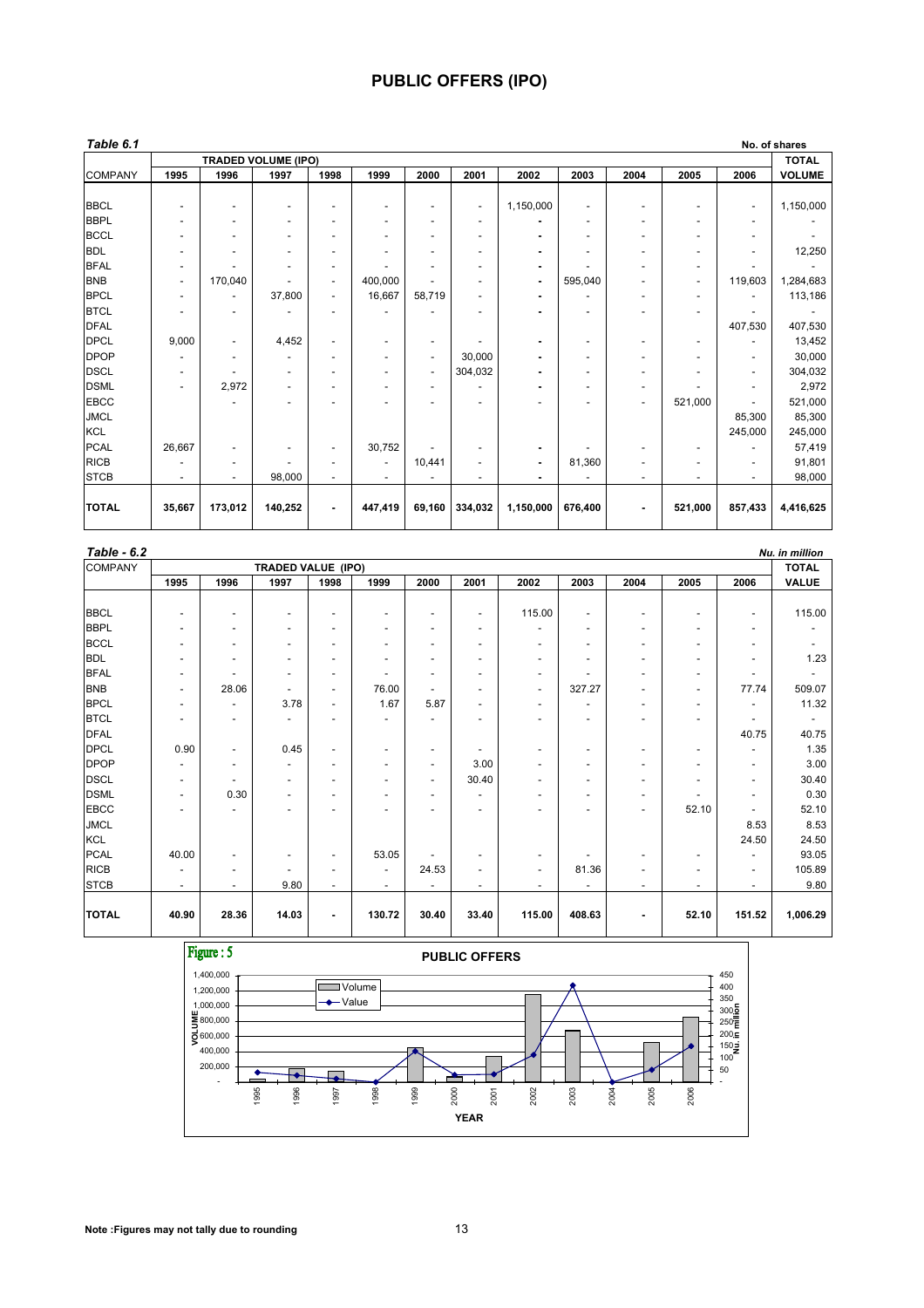# PUBLIC OFFERS (IPO)

*Table 6.1*

No. of shares

| COMPANY | TRADED VOLUME (IPO) | | | | | | | | | | | | TOTAL |
|---|---|---|---|---|---|---|---|---|---|---|---|---|---|
| | 1995 | 1996 | 1997 | 1998 | 1999 | 2000 | 2001 | 2002 | 2003 | 2004 | 2005 | 2006 | VOLUME |
| BBCL | - | - | - | - | - | - | - | 1,150,000 | - | - | - | - | 1,150,000 |
| BBPL | - | - | - | - | - | - | - | - | - | - | - | - | - |
| BCCL | - | - | - | - | - | - | - | - | - | - | - | - | - |
| BDL | - | - | - | - | - | - | - | - | - | - | - | - | 12,250 |
| BFAL | - | - | - | - | - | - | - | - | - | - | - | - | - |
| BNB | - | 170,040 | - | - | 400,000 | - | - | - | 595,040 | - | - | 119,603 | 1,284,683 |
| BPCL | - | - | 37,800 | - | 16,667 | 58,719 | - | - | - | - | - | - | 113,186 |
| BTCL | - | - | - | - | - | - | - | - | - | - | - | - | - |
| DFAL | | | | | | | | | | | | 407,530 | 407,530 |
| DPCL | 9,000 | - | 4,452 | - | - | - | - | - | - | - | - | - | 13,452 |
| DPOP | - | - | - | - | - | - | 30,000 | - | - | - | - | - | 30,000 |
| DSCL | - | - | - | - | - | - | 304,032 | - | - | - | - | - | 304,032 |
| DSML | - | 2,972 | - | - | - | - | - | - | - | - | - | - | 2,972 |
| EBCC | | - | - | - | - | - | - | - | - | - | 521,000 | - | 521,000 |
| JMCL | | | | | | | | | | | | 85,300 | 85,300 |
| KCL | | | | | | | | | | | | 245,000 | 245,000 |
| PCAL | 26,667 | - | - | - | 30,752 | - | - | - | - | - | - | - | 57,419 |
| RICB | - | - | - | - | - | 10,441 | - | - | 81,360 | - | - | - | 91,801 |
| STCB | - | - | 98,000 | - | - | - | - | - | - | - | - | - | 98,000 |
| **TOTAL** | **35,667** | **173,012** | **140,252** | **-** | **447,419** | **69,160** | **334,032** | **1,150,000** | **676,400** | **-** | **521,000** | **857,433** | **4,416,625** |

*Table - 6.2*

*Nu. in million*

| COMPANY | TRADED VALUE (IPO) | | | | | | | | | | | | TOTAL |
|---|---|---|---|---|---|---|---|---|---|---|---|---|---|
| | 1995 | 1996 | 1997 | 1998 | 1999 | 2000 | 2001 | 2002 | 2003 | 2004 | 2005 | 2006 | VALUE |
| BBCL | - | - | - | - | - | - | - | 115.00 | - | - | - | - | 115.00 |
| BBPL | - | - | - | - | - | - | - | - | - | - | - | - | - |
| BCCL | - | - | - | - | - | - | - | - | - | - | - | - | - |
| BDL | - | - | - | - | - | - | - | - | - | - | - | - | 1.23 |
| BFAL | - | - | - | - | - | - | - | - | - | - | - | - | - |
| BNB | - | 28.06 | - | - | 76.00 | - | - | - | 327.27 | - | - | 77.74 | 509.07 |
| BPCL | - | - | 3.78 | - | 1.67 | 5.87 | - | - | - | - | - | - | 11.32 |
| BTCL | - | - | - | - | - | - | - | - | - | - | - | - | - |
| DFAL | | | | | | | | | | | | 40.75 | 40.75 |
| DPCL | 0.90 | - | 0.45 | - | - | - | - | - | - | - | - | - | 1.35 |
| DPOP | - | - | - | - | - | - | 3.00 | - | - | - | - | - | 3.00 |
| DSCL | - | - | - | - | - | - | 30.40 | - | - | - | - | - | 30.40 |
| DSML | - | 0.30 | - | - | - | - | - | - | - | - | - | - | 0.30 |
| EBCC | - | - | - | - | - | - | - | - | - | - | 52.10 | - | 52.10 |
| JMCL | | | | | | | | | | | | 8.53 | 8.53 |
| KCL | | | | | | | | | | | | 24.50 | 24.50 |
| PCAL | 40.00 | - | - | - | 53.05 | - | - | - | - | - | - | - | 93.05 |
| RICB | - | - | - | - | - | 24.53 | - | - | 81.36 | - | - | - | 105.89 |
| STCB | - | - | 9.80 | - | - | - | - | - | - | - | - | - | 9.80 |
| **TOTAL** | **40.90** | **28.36** | **14.03** | **-** | **130.72** | **30.40** | **33.40** | **115.00** | **408.63** | **-** | **52.10** | **151.52** | **1,006.29** |

Figure : 5

PUBLIC OFFERS

Volume
Value

VOLUME
1,400,000
1,200,000
1,000,000
800,000
600,000
400,000
200,000
-

Nu. in million
450
400
350
300
250
200
150
100
50
-

1995 1996 1997 1998 1999 2000 2001 2002 2003 2004 2005 2006

YEAR

**Note :Figures may not tally due to rounding**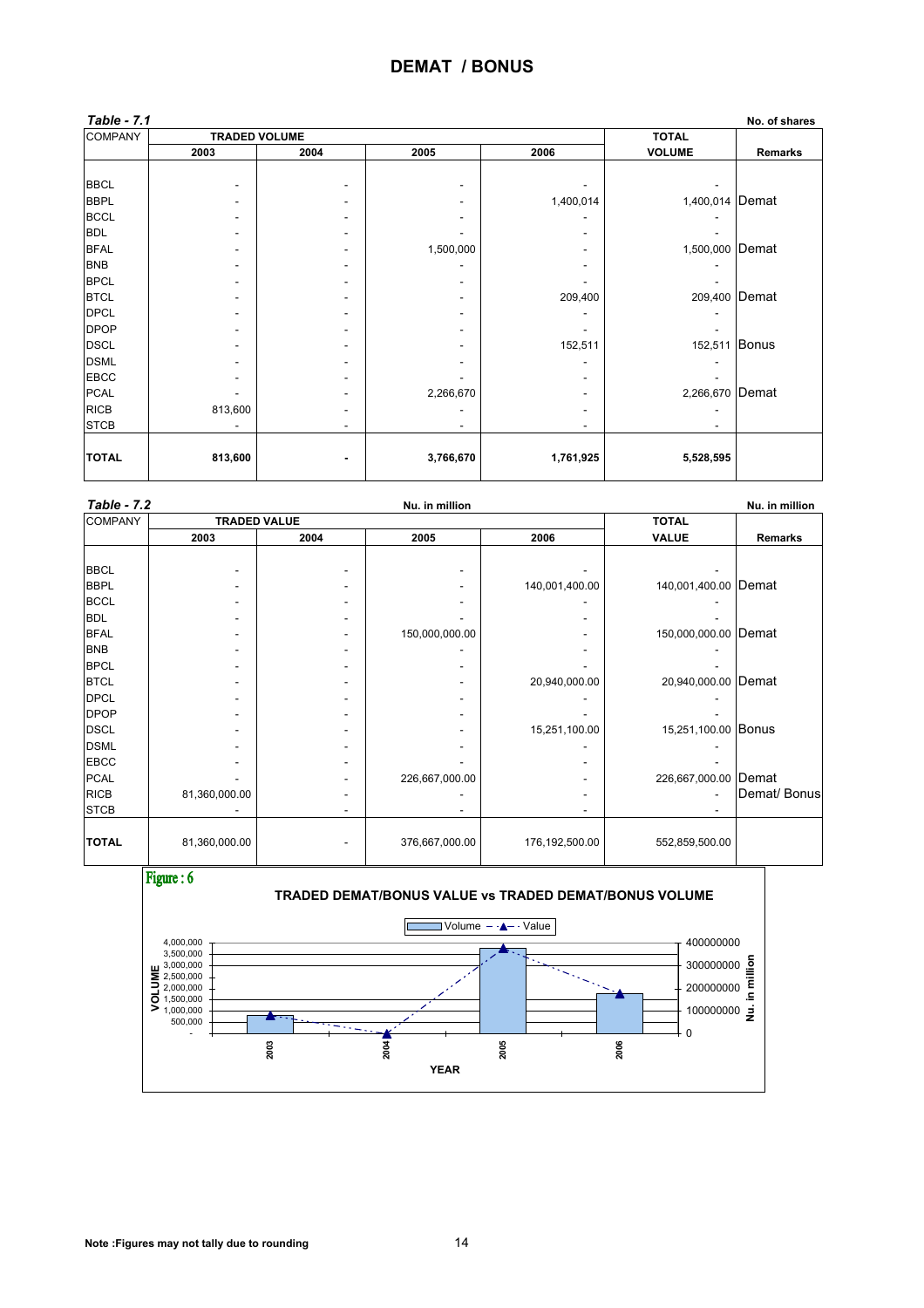# DEMAT / BONUS

**Table - 7.1**

No. of shares

| COMPANY | TRADED VOLUME | | | | TOTAL | |
|---|---|---|---|---|---|---|
| | 2003 | 2004 | 2005 | 2006 | VOLUME | Remarks |
| BBCL | - | - | - | - | - | |
| BBPL | - | - | - | 1,400,014 | 1,400,014 | Demat |
| BCCL | - | - | - | - | - | |
| BDL | - | - | - | - | - | |
| BFAL | - | - | 1,500,000 | - | 1,500,000 | Demat |
| BNB | - | - | - | - | - | |
| BPCL | - | - | - | - | - | |
| BTCL | - | - | - | 209,400 | 209,400 | Demat |
| DPCL | - | - | - | - | - | |
| DPOP | - | - | - | - | - | |
| DSCL | - | - | - | 152,511 | 152,511 | Bonus |
| DSML | - | - | - | - | - | |
| EBCC | - | - | - | - | - | |
| PCAL | - | - | 2,266,670 | - | 2,266,670 | Demat |
| RICB | 813,600 | - | - | - | - | |
| STCB | - | - | - | - | - | |
| **TOTAL** | **813,600** | **-** | **3,766,670** | **1,761,925** | **5,528,595** | |

**Table - 7.2**

Nu. in million

| COMPANY | TRADED VALUE | | | | TOTAL | |
|---|---|---|---|---|---|---|
| | 2003 | 2004 | 2005 | 2006 | VALUE | Remarks |
| BBCL | - | - | - | - | - | |
| BBPL | - | - | - | 140,001,400.00 | 140,001,400.00 | Demat |
| BCCL | - | - | - | - | - | |
| BDL | - | - | - | - | - | |
| BFAL | - | - | 150,000,000.00 | - | 150,000,000.00 | Demat |
| BNB | - | - | - | - | - | |
| BPCL | - | - | - | - | - | |
| BTCL | - | - | - | 20,940,000.00 | 20,940,000.00 | Demat |
| DPCL | - | - | - | - | - | |
| DPOP | - | - | - | - | - | |
| DSCL | - | - | - | 15,251,100.00 | 15,251,100.00 | Bonus |
| DSML | - | - | - | - | - | |
| EBCC | - | - | - | - | - | |
| PCAL | - | - | 226,667,000.00 | - | 226,667,000.00 | Demat |
| RICB | 81,360,000.00 | - | - | - | - | Demat/ Bonus |
| STCB | - | - | - | - | - | |
| **TOTAL** | 81,360,000.00 | - | 376,667,000.00 | 176,192,500.00 | 552,859,500.00 | |

Figure : 6

TRADED DEMAT/BONUS VALUE vs TRADED DEMAT/BONUS VOLUME

Volume — Value

VOLUME

4,000,000
3,500,000
3,000,000
2,500,000
2,000,000
1,500,000
1,000,000
500,000
-

Nu. in million

400000000
300000000
200000000
100000000
0

2003
2004
2005
2006

YEAR

Note :Figures may not tally due to rounding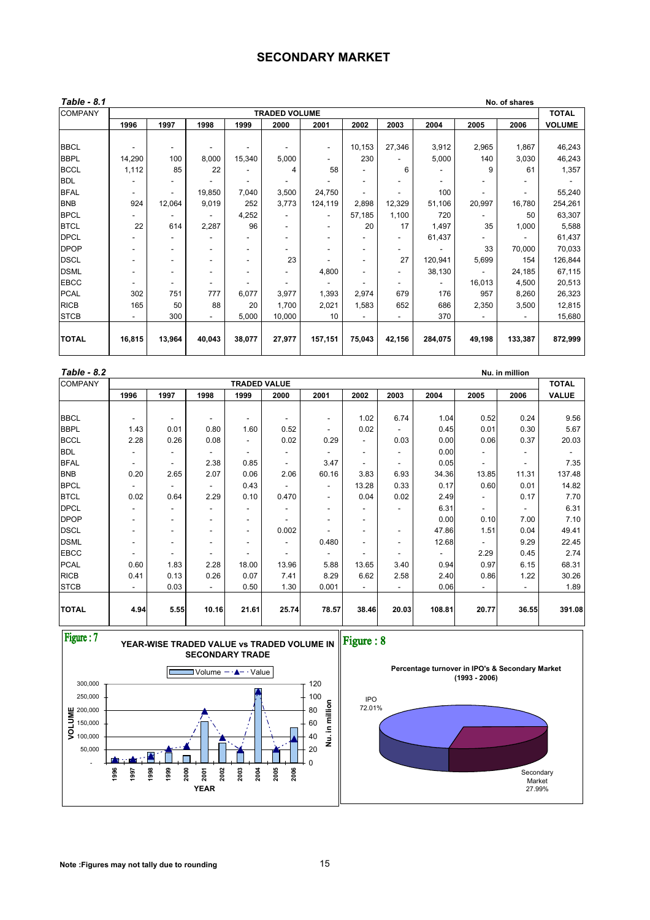# SECONDARY MARKET

*Table - 8.1* No. of shares

| COMPANY | TRADED VOLUME | | | | | | | | | | | TOTAL |
|---|---|---|---|---|---|---|---|---|---|---|---|---|
| | 1996 | 1997 | 1998 | 1999 | 2000 | 2001 | 2002 | 2003 | 2004 | 2005 | 2006 | VOLUME |
| BBCL | - | - | - | - | - | - | 10,153 | 27,346 | 3,912 | 2,965 | 1,867 | 46,243 |
| BBPL | 14,290 | 100 | 8,000 | 15,340 | 5,000 | - | 230 | - | 5,000 | 140 | 3,030 | 46,243 |
| BCCL | 1,112 | 85 | 22 | - | 4 | 58 | - | 6 | - | 9 | 61 | 1,357 |
| BDL | - | - | - | - | - | - | - | - | - | - | - | - |
| BFAL | - | - | 19,850 | 7,040 | 3,500 | 24,750 | - | - | 100 | - | - | 55,240 |
| BNB | 924 | 12,064 | 9,019 | 252 | 3,773 | 124,119 | 2,898 | 12,329 | 51,106 | 20,997 | 16,780 | 254,261 |
| BPCL | - | - | - | 4,252 | - | - | 57,185 | 1,100 | 720 | - | 50 | 63,307 |
| BTCL | 22 | 614 | 2,287 | 96 | - | - | 20 | 17 | 1,497 | 35 | 1,000 | 5,588 |
| DPCL | - | - | - | - | - | - | - | - | 61,437 | - | - | 61,437 |
| DPOP | - | - | - | - | - | - | - | - | - | 33 | 70,000 | 70,033 |
| DSCL | - | - | - | - | 23 | - | - | 27 | 120,941 | 5,699 | 154 | 126,844 |
| DSML | - | - | - | - | - | 4,800 | - | - | 38,130 | - | 24,185 | 67,115 |
| EBCC | - | - | - | - | - | - | - | - | - | 16,013 | 4,500 | 20,513 |
| PCAL | 302 | 751 | 777 | 6,077 | 3,977 | 1,393 | 2,974 | 679 | 176 | 957 | 8,260 | 26,323 |
| RICB | 165 | 50 | 88 | 20 | 1,700 | 2,021 | 1,583 | 652 | 686 | 2,350 | 3,500 | 12,815 |
| STCB | - | 300 | - | 5,000 | 10,000 | 10 | - | - | 370 | - | - | 15,680 |
| **TOTAL** | **16,815** | **13,964** | **40,043** | **38,077** | **27,977** | **157,151** | **75,043** | **42,156** | **284,075** | **49,198** | **133,387** | **872,999** |

*Table - 8.2* Nu. in million

| COMPANY | TRADED VALUE | | | | | | | | | | | TOTAL |
|---|---|---|---|---|---|---|---|---|---|---|---|---|
| | 1996 | 1997 | 1998 | 1999 | 2000 | 2001 | 2002 | 2003 | 2004 | 2005 | 2006 | VALUE |
| BBCL | - | - | - | - | - | - | 1.02 | 6.74 | 1.04 | 0.52 | 0.24 | 9.56 |
| BBPL | 1.43 | 0.01 | 0.80 | 1.60 | 0.52 | - | 0.02 | - | 0.45 | 0.01 | 0.30 | 5.67 |
| BCCL | 2.28 | 0.26 | 0.08 | - | 0.02 | 0.29 | - | 0.03 | 0.00 | 0.06 | 0.37 | 20.03 |
| BDL | - | - | - | - | - | - | - | - | 0.00 | - | - | - |
| BFAL | - | - | 2.38 | 0.85 | - | 3.47 | - | - | 0.05 | - | - | 7.35 |
| BNB | 0.20 | 2.65 | 2.07 | 0.06 | 2.06 | 60.16 | 3.83 | 6.93 | 34.36 | 13.85 | 11.31 | 137.48 |
| BPCL | - | - | - | 0.43 | - | - | 13.28 | 0.33 | 0.17 | 0.60 | 0.01 | 14.82 |
| BTCL | 0.02 | 0.64 | 2.29 | 0.10 | 0.470 | - | 0.04 | 0.02 | 2.49 | - | 0.17 | 7.70 |
| DPCL | - | - | - | - | - | - | - | - | 6.31 | - | - | 6.31 |
| DPOP | - | - | - | - | - | - | - | | 0.00 | 0.10 | 7.00 | 7.10 |
| DSCL | - | - | - | - | 0.002 | - | - | - | 47.86 | 1.51 | 0.04 | 49.41 |
| DSML | - | - | - | - | - | 0.480 | - | - | 12.68 | - | 9.29 | 22.45 |
| EBCC | - | - | - | - | - | - | - | - | - | 2.29 | 0.45 | 2.74 |
| PCAL | 0.60 | 1.83 | 2.28 | 18.00 | 13.96 | 5.88 | 13.65 | 3.40 | 0.94 | 0.97 | 6.15 | 68.31 |
| RICB | 0.41 | 0.13 | 0.26 | 0.07 | 7.41 | 8.29 | 6.62 | 2.58 | 2.40 | 0.86 | 1.22 | 30.26 |
| STCB | - | 0.03 | - | 0.50 | 1.30 | 0.001 | - | - | 0.06 | - | - | 1.89 |
| **TOTAL** | **4.94** | **5.55** | **10.16** | **21.61** | **25.74** | **78.57** | **38.46** | **20.03** | **108.81** | **20.77** | **36.55** | **391.08** |

**Figure : 7**

YEAR-WISE TRADED VALUE vs TRADED VOLUME IN SECONDARY TRADE

Volume — ▲ · Value

VOLUME: 300,000, 250,000, 200,000, 150,000, 100,000, 50,000, -

Nu. in million: 120, 100, 80, 60, 40, 20, 0

1996 1997 1998 1999 2000 2001 2002 2003 2004 2005 2006

YEAR

**Figure : 8**

Percentage turnover in IPO's & Secondary Market (1993 - 2006)

IPO 72.01%

Secondary Market 27.99%

**Note :Figures may not tally due to rounding**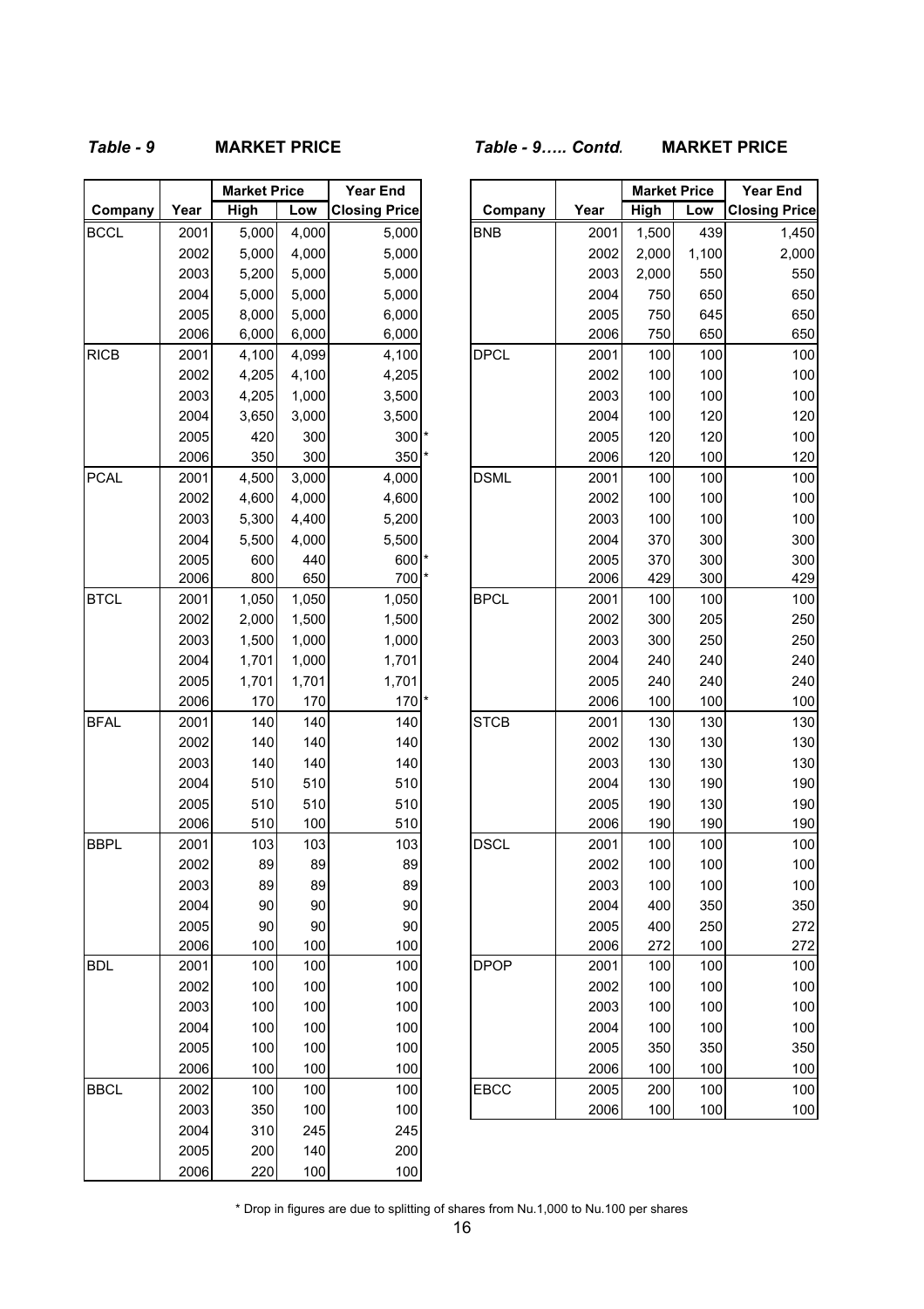*Table - 9* **MARKET PRICE**

| Company | Year | Market Price | | Year End |
|---|---|---|---|---|
| | | High | Low | Closing Price |
| BCCL | 2001 | 5,000 | 4,000 | 5,000 |
| | 2002 | 5,000 | 4,000 | 5,000 |
| | 2003 | 5,200 | 5,000 | 5,000 |
| | 2004 | 5,000 | 5,000 | 5,000 |
| | 2005 | 8,000 | 5,000 | 6,000 |
| | 2006 | 6,000 | 6,000 | 6,000 |
| RICB | 2001 | 4,100 | 4,099 | 4,100 |
| | 2002 | 4,205 | 4,100 | 4,205 |
| | 2003 | 4,205 | 1,000 | 3,500 |
| | 2004 | 3,650 | 3,000 | 3,500 |
| | 2005 | 420 | 300 | 300 * |
| | 2006 | 350 | 300 | 350 * |
| PCAL | 2001 | 4,500 | 3,000 | 4,000 |
| | 2002 | 4,600 | 4,000 | 4,600 |
| | 2003 | 5,300 | 4,400 | 5,200 |
| | 2004 | 5,500 | 4,000 | 5,500 |
| | 2005 | 600 | 440 | 600 * |
| | 2006 | 800 | 650 | 700 * |
| BTCL | 2001 | 1,050 | 1,050 | 1,050 |
| | 2002 | 2,000 | 1,500 | 1,500 |
| | 2003 | 1,500 | 1,000 | 1,000 |
| | 2004 | 1,701 | 1,000 | 1,701 |
| | 2005 | 1,701 | 1,701 | 1,701 |
| | 2006 | 170 | 170 | 170 * |
| BFAL | 2001 | 140 | 140 | 140 |
| | 2002 | 140 | 140 | 140 |
| | 2003 | 140 | 140 | 140 |
| | 2004 | 510 | 510 | 510 |
| | 2005 | 510 | 510 | 510 |
| | 2006 | 510 | 100 | 510 |
| BBPL | 2001 | 103 | 103 | 103 |
| | 2002 | 89 | 89 | 89 |
| | 2003 | 89 | 89 | 89 |
| | 2004 | 90 | 90 | 90 |
| | 2005 | 90 | 90 | 90 |
| | 2006 | 100 | 100 | 100 |
| BDL | 2001 | 100 | 100 | 100 |
| | 2002 | 100 | 100 | 100 |
| | 2003 | 100 | 100 | 100 |
| | 2004 | 100 | 100 | 100 |
| | 2005 | 100 | 100 | 100 |
| | 2006 | 100 | 100 | 100 |
| BBCL | 2002 | 100 | 100 | 100 |
| | 2003 | 350 | 100 | 100 |
| | 2004 | 310 | 245 | 245 |
| | 2005 | 200 | 140 | 200 |
| | 2006 | 220 | 100 | 100 |

*Table - 9….. Contd.* **MARKET PRICE**

| Company | Year | Market Price | | Year End |
|---|---|---|---|---|
| | | High | Low | Closing Price |
| BNB | 2001 | 1,500 | 439 | 1,450 |
| | 2002 | 2,000 | 1,100 | 2,000 |
| | 2003 | 2,000 | 550 | 550 |
| | 2004 | 750 | 650 | 650 |
| | 2005 | 750 | 645 | 650 |
| | 2006 | 750 | 650 | 650 |
| DPCL | 2001 | 100 | 100 | 100 |
| | 2002 | 100 | 100 | 100 |
| | 2003 | 100 | 100 | 100 |
| | 2004 | 100 | 120 | 120 |
| | 2005 | 120 | 120 | 100 |
| | 2006 | 120 | 100 | 120 |
| DSML | 2001 | 100 | 100 | 100 |
| | 2002 | 100 | 100 | 100 |
| | 2003 | 100 | 100 | 100 |
| | 2004 | 370 | 300 | 300 |
| | 2005 | 370 | 300 | 300 |
| | 2006 | 429 | 300 | 429 |
| BPCL | 2001 | 100 | 100 | 100 |
| | 2002 | 300 | 205 | 250 |
| | 2003 | 300 | 250 | 250 |
| | 2004 | 240 | 240 | 240 |
| | 2005 | 240 | 240 | 240 |
| | 2006 | 100 | 100 | 100 |
| STCB | 2001 | 130 | 130 | 130 |
| | 2002 | 130 | 130 | 130 |
| | 2003 | 130 | 130 | 130 |
| | 2004 | 130 | 190 | 190 |
| | 2005 | 190 | 130 | 190 |
| | 2006 | 190 | 190 | 190 |
| DSCL | 2001 | 100 | 100 | 100 |
| | 2002 | 100 | 100 | 100 |
| | 2003 | 100 | 100 | 100 |
| | 2004 | 400 | 350 | 350 |
| | 2005 | 400 | 250 | 272 |
| | 2006 | 272 | 100 | 272 |
| DPOP | 2001 | 100 | 100 | 100 |
| | 2002 | 100 | 100 | 100 |
| | 2003 | 100 | 100 | 100 |
| | 2004 | 100 | 100 | 100 |
| | 2005 | 350 | 350 | 350 |
| | 2006 | 100 | 100 | 100 |
| EBCC | 2005 | 200 | 100 | 100 |
| | 2006 | 100 | 100 | 100 |

* Drop in figures are due to splitting of shares from Nu.1,000 to Nu.100 per shares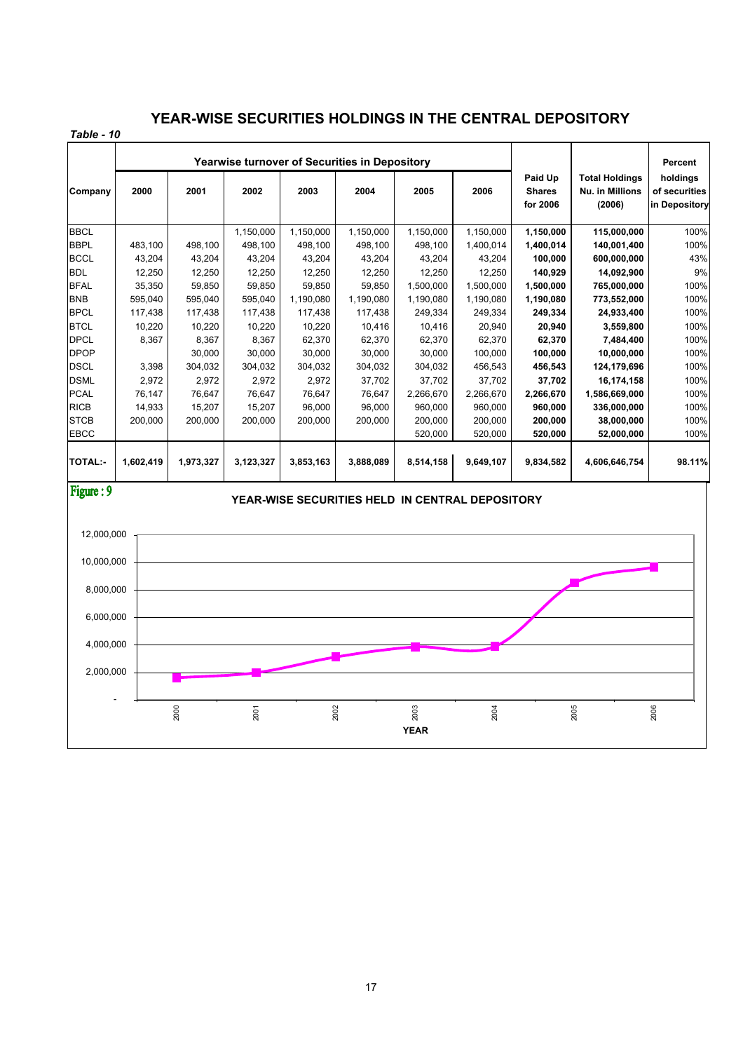# YEAR-WISE SECURITIES HOLDINGS IN THE CENTRAL DEPOSITORY

*Table - 10*

| Company | Yearwise turnover of Securities in Depository | | | | | | | Paid Up Shares for 2006 | Total Holdings Nu. in Millions (2006) | Percent holdings of securities in Depository |
|---|---|---|---|---|---|---|---|---|---|---|
| | 2000 | 2001 | 2002 | 2003 | 2004 | 2005 | 2006 | | | |
| BBCL | | | 1,150,000 | 1,150,000 | 1,150,000 | 1,150,000 | 1,150,000 | **1,150,000** | **115,000,000** | 100% |
| BBPL | 483,100 | 498,100 | 498,100 | 498,100 | 498,100 | 498,100 | 1,400,014 | **1,400,014** | **140,001,400** | 100% |
| BCCL | 43,204 | 43,204 | 43,204 | 43,204 | 43,204 | 43,204 | 43,204 | **100,000** | **600,000,000** | 43% |
| BDL | 12,250 | 12,250 | 12,250 | 12,250 | 12,250 | 12,250 | 12,250 | **140,929** | **14,092,900** | 9% |
| BFAL | 35,350 | 59,850 | 59,850 | 59,850 | 59,850 | 1,500,000 | 1,500,000 | **1,500,000** | **765,000,000** | 100% |
| BNB | 595,040 | 595,040 | 595,040 | 1,190,080 | 1,190,080 | 1,190,080 | 1,190,080 | **1,190,080** | **773,552,000** | 100% |
| BPCL | 117,438 | 117,438 | 117,438 | 117,438 | 117,438 | 249,334 | 249,334 | **249,334** | **24,933,400** | 100% |
| BTCL | 10,220 | 10,220 | 10,220 | 10,220 | 10,416 | 10,416 | 20,940 | **20,940** | **3,559,800** | 100% |
| DPCL | 8,367 | 8,367 | 8,367 | 62,370 | 62,370 | 62,370 | 62,370 | **62,370** | **7,484,400** | 100% |
| DPOP | | 30,000 | 30,000 | 30,000 | 30,000 | 30,000 | 100,000 | **100,000** | **10,000,000** | 100% |
| DSCL | 3,398 | 304,032 | 304,032 | 304,032 | 304,032 | 304,032 | 456,543 | **456,543** | **124,179,696** | 100% |
| DSML | 2,972 | 2,972 | 2,972 | 2,972 | 37,702 | 37,702 | 37,702 | **37,702** | **16,174,158** | 100% |
| PCAL | 76,147 | 76,647 | 76,647 | 76,647 | 76,647 | 2,266,670 | 2,266,670 | **2,266,670** | **1,586,669,000** | 100% |
| RICB | 14,933 | 15,207 | 15,207 | 96,000 | 96,000 | 960,000 | 960,000 | **960,000** | **336,000,000** | 100% |
| STCB | 200,000 | 200,000 | 200,000 | 200,000 | 200,000 | 200,000 | 200,000 | **200,000** | **38,000,000** | 100% |
| EBCC | | | | | | 520,000 | 520,000 | **520,000** | **52,000,000** | 100% |
| **TOTAL:-** | **1,602,419** | **1,973,327** | **3,123,327** | **3,853,163** | **3,888,089** | **8,514,158** | **9,649,107** | **9,834,582** | **4,606,646,754** | **98.11%** |

**Figure : 9**

YEAR-WISE SECURITIES HELD IN CENTRAL DEPOSITORY

12,000,000
10,000,000
8,000,000
6,000,000
4,000,000
2,000,000
-

2000 2001 2002 2003 2004 2005 2006

YEAR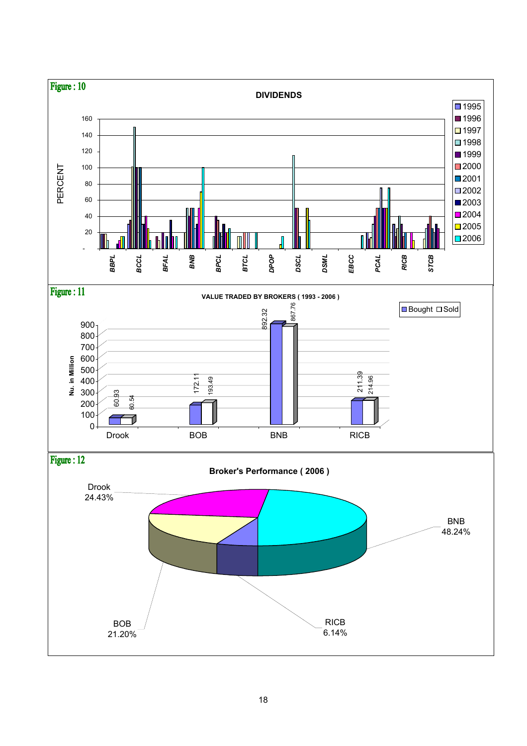Figure : 10

DIVIDENDS

PERCENT

160
140
120
100
80
60
40
20
-

BBPL BCCL BFAL BNB BPCL BTCL DPOP DSCL DSML EBCC PCAL RICB STCB

1995
1996
1997
1998
1999
2000
2001
2002
2003
2004
2005
2006

Figure : 11

VALUE TRADED BY BROKERS ( 1993 - 2006 )

Nu. in Million

Bought
Sold

900
800
700
600
500
400
300
200
100
0

60.93
60.54
172.11
193.49
892.32
867.76
211.39
214.96

Drook BOB BNB RICB

Figure : 12

Broker's Performance ( 2006 )

Drook
24.43%

BNB
48.24%

BOB
21.20%

RICB
6.14%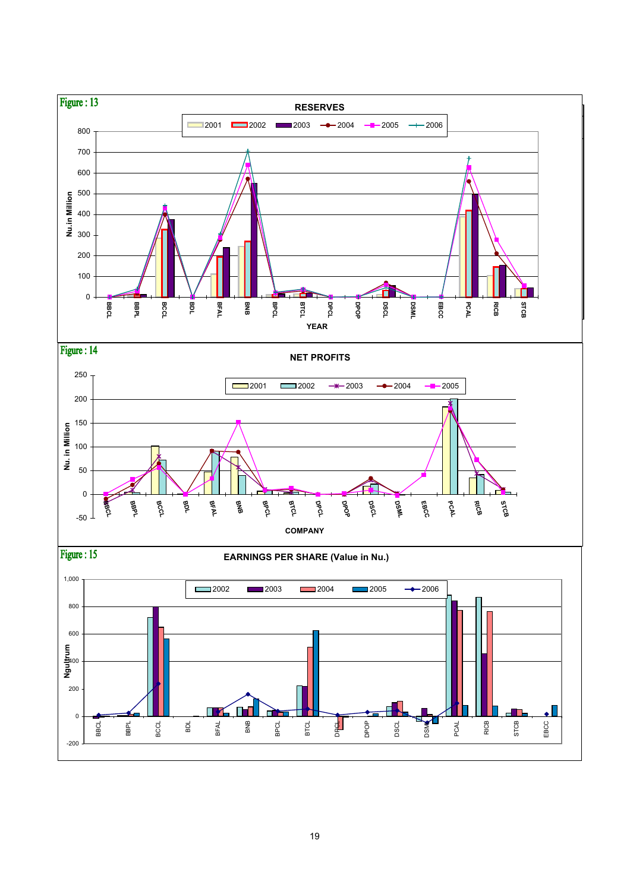Figure : 13

RESERVES

2001 2002 2003 2004 2005 2006

800
700
600
500
400
300
200
100
0

Nu.in Million

BBCL BBPL BCCL BDL BFAL BNB BPCL BTCL DPCL DPOP DSCL DSML EBCC PCAL RICB STCB

YEAR

Figure : 14

NET PROFITS

2001 2002 2003 2004 2005

250
200
150
100
50
0
-50

Nu. in Million

BBCL BBPL BCCL BDL BFAL BNB BPCL BTCL DPCL DPOP DSCL DSML EBCC PCAL RICB STCB

COMPANY

Figure : 15

EARNINGS PER SHARE (Value in Nu.)

2002 2003 2004 2005 2006

1,000
800
600
400
200
0
-200

Ngultrum

BBCL BBPL BCCL BDL BFAL BNB BPCL BTCL DPCL DPOP DSCL DSML PCAL RICB STCB EBCC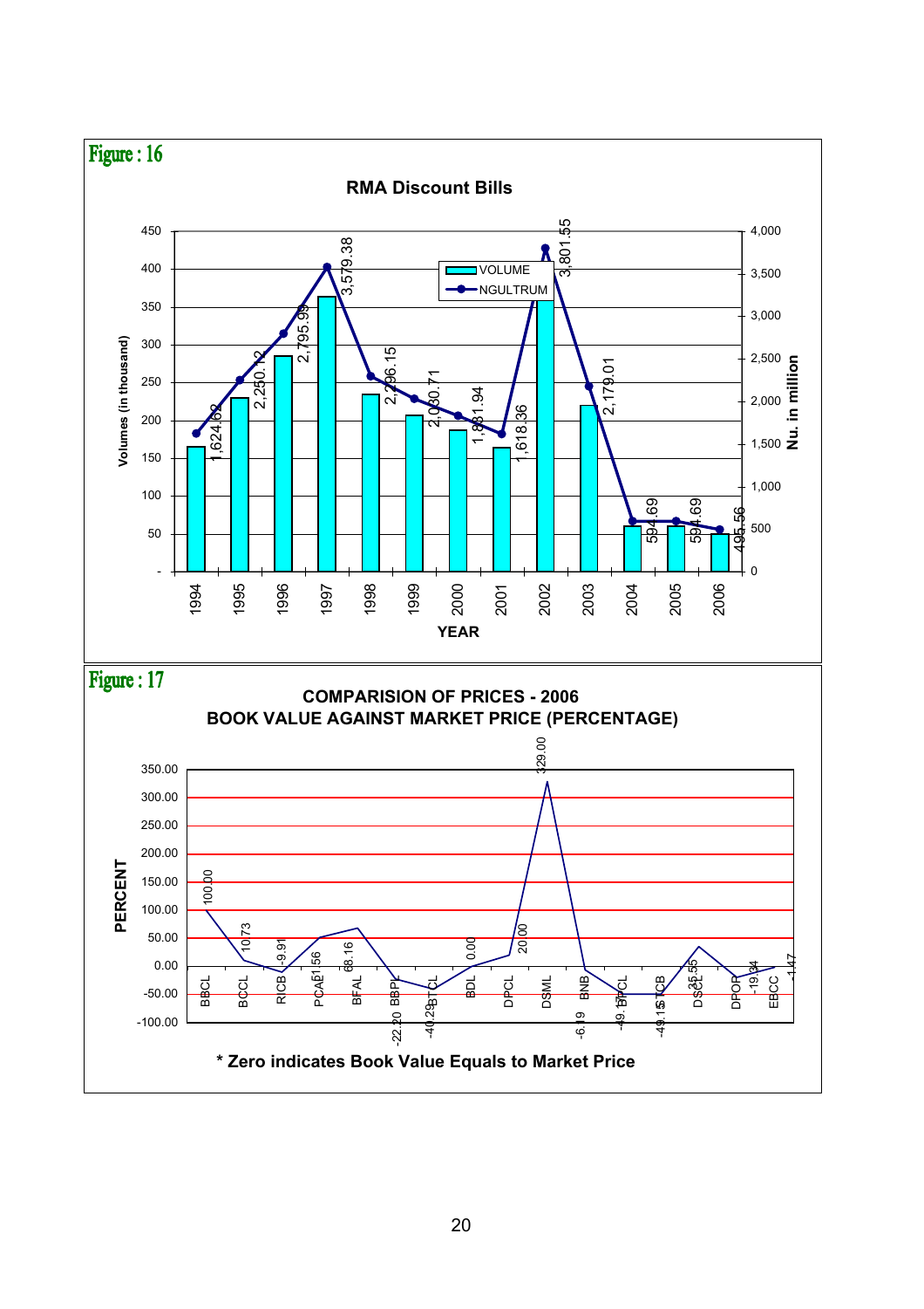Figure : 16

**RMA Discount Bills**

Volumes (in thousand)

Nu. in million

VOLUME

NGULTRUM

1,624.62
2,250.12
2,795.99
3,579.38
2,296.15
2,030.71
1,881.94
1,618.36
3,801.55
2,179.01
594.69
594.69
495.56

1994 1995 1996 1997 1998 1999 2000 2001 2002 2003 2004 2005 2006

YEAR

Figure : 17

**COMPARISION OF PRICES - 2006**
**BOOK VALUE AGAINST MARKET PRICE (PERCENTAGE)**

PERCENT

100.00
10.73
-9.91
51.56
68.16
-22.20
-40.29
0.00
20.00
329.00
-6.19
-49.17
-49.15
35.55
-19.34
-1.47

BBCL BCCL RICB PCAL BFAL BBPL BTCL BDL DPCL DSML BNB BPCL TCB DSCL DPOL EBCC

**\* Zero indicates Book Value Equals to Market Price**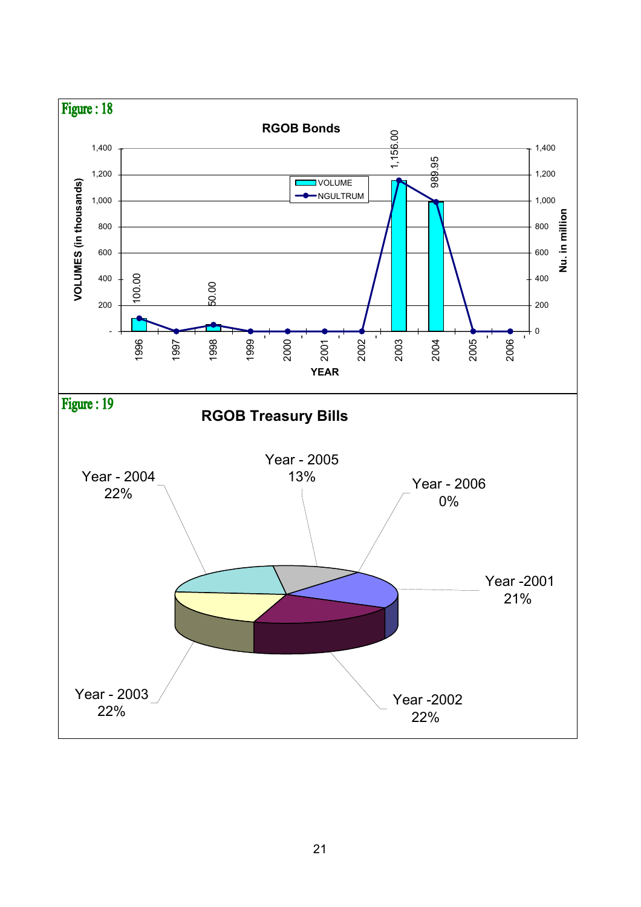Figure : 18

RGOB Bonds

VOLUMES (in thousands)

Nu. in million

VOLUME
NGULTRUM

1,400
1,200
1,000
800
600
400
200
-

1,400
1,200
1,000
800
600
400
200
0

100.00
50.00
1,156.00
989.95

1996
1997
1998
1999
2000
2001
2002
2003
2004
2005
2006

YEAR

Figure : 19

RGOB Treasury Bills

Year - 2005
13%

Year - 2006
0%

Year -2001
21%

Year -2002
22%

Year - 2003
22%

Year - 2004
22%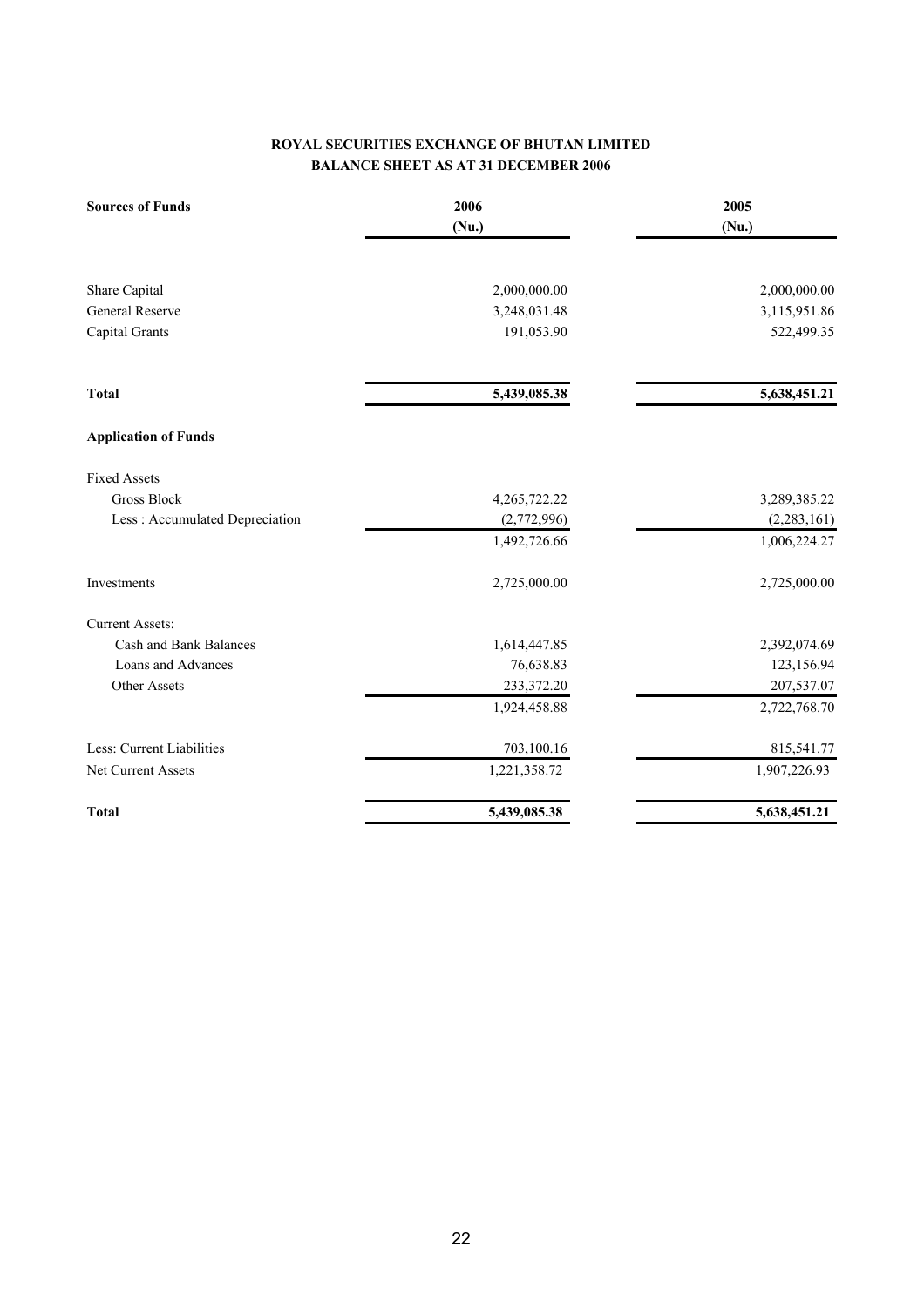**ROYAL SECURITIES EXCHANGE OF BHUTAN LIMITED**
**BALANCE SHEET AS AT 31 DECEMBER 2006**

| **Sources of Funds** | **2006 (Nu.)** | **2005 (Nu.)** |
|---|---|---|
| Share Capital | 2,000,000.00 | 2,000,000.00 |
| General Reserve | 3,248,031.48 | 3,115,951.86 |
| Capital Grants | 191,053.90 | 522,499.35 |
| **Total** | **5,439,085.38** | **5,638,451.21** |
| **Application of Funds** | | |
| Fixed Assets | | |
| Gross Block | 4,265,722.22 | 3,289,385.22 |
| Less : Accumulated Depreciation | (2,772,996) | (2,283,161) |
| | 1,492,726.66 | 1,006,224.27 |
| Investments | 2,725,000.00 | 2,725,000.00 |
| Current Assets: | | |
| Cash and Bank Balances | 1,614,447.85 | 2,392,074.69 |
| Loans and Advances | 76,638.83 | 123,156.94 |
| Other Assets | 233,372.20 | 207,537.07 |
| | 1,924,458.88 | 2,722,768.70 |
| Less: Current Liabilities | 703,100.16 | 815,541.77 |
| Net Current Assets | 1,221,358.72 | 1,907,226.93 |
| **Total** | **5,439,085.38** | **5,638,451.21** |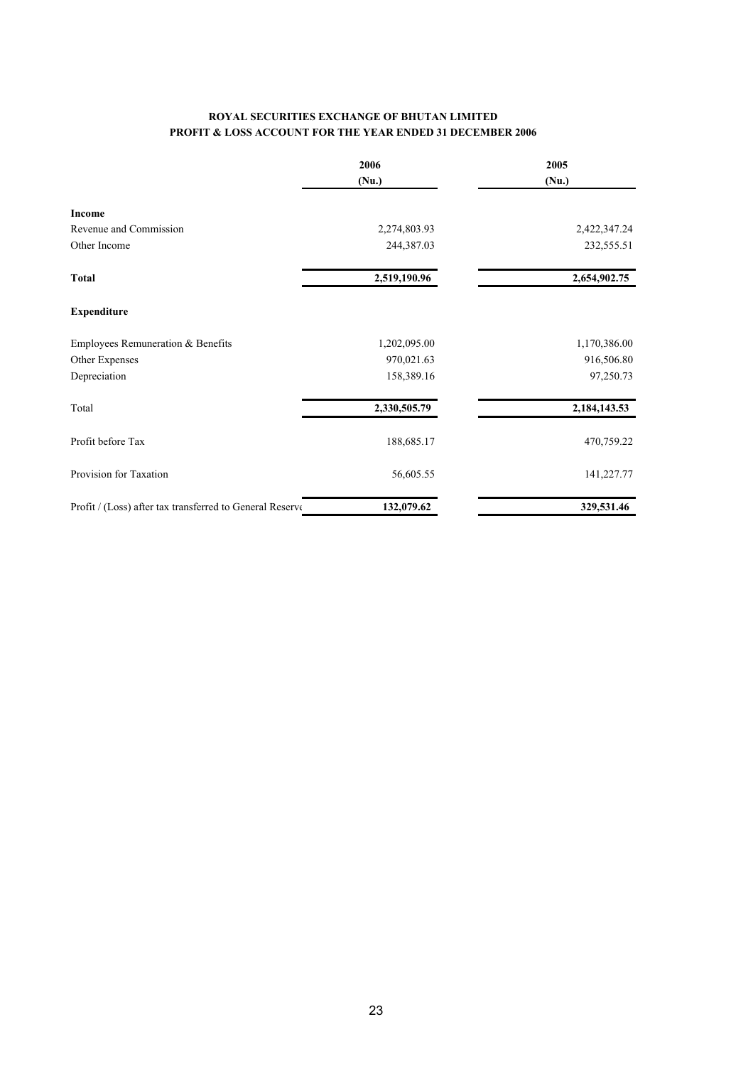**ROYAL SECURITIES EXCHANGE OF BHUTAN LIMITED**
**PROFIT & LOSS ACCOUNT FOR THE YEAR ENDED 31 DECEMBER 2006**

| | 2006 (Nu.) | 2005 (Nu.) |
|---|---|---|
| **Income** | | |
| Revenue and Commission | 2,274,803.93 | 2,422,347.24 |
| Other Income | 244,387.03 | 232,555.51 |
| **Total** | **2,519,190.96** | **2,654,902.75** |
| **Expenditure** | | |
| Employees Remuneration & Benefits | 1,202,095.00 | 1,170,386.00 |
| Other Expenses | 970,021.63 | 916,506.80 |
| Depreciation | 158,389.16 | 97,250.73 |
| Total | **2,330,505.79** | **2,184,143.53** |
| Profit before Tax | 188,685.17 | 470,759.22 |
| Provision for Taxation | 56,605.55 | 141,227.77 |
| Profit / (Loss) after tax transferred to General Reserve | **132,079.62** | **329,531.46** |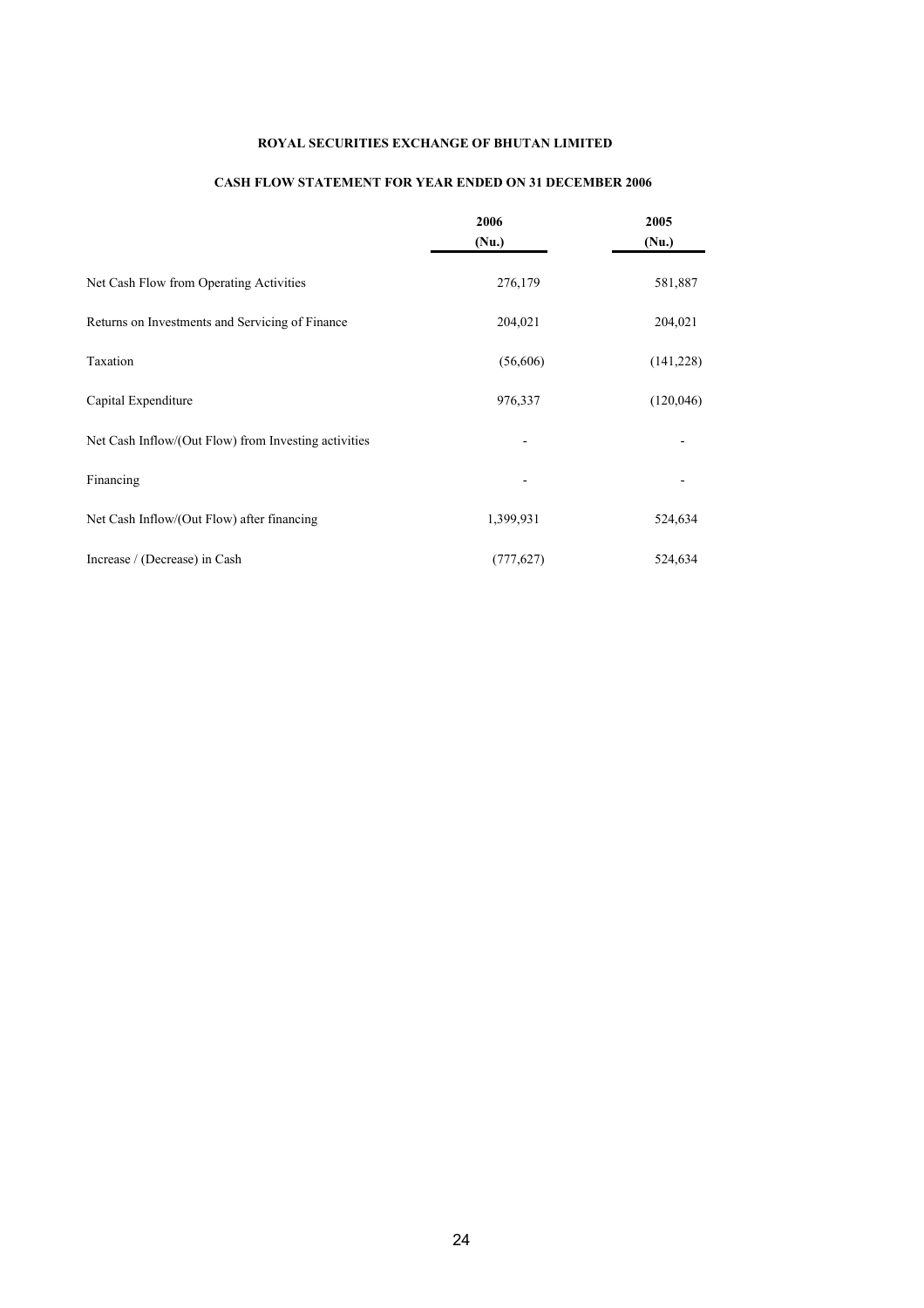**ROYAL SECURITIES EXCHANGE OF BHUTAN LIMITED**

**CASH FLOW STATEMENT FOR YEAR ENDED ON 31 DECEMBER 2006**

| | 2006 (Nu.) | 2005 (Nu.) |
|---|---|---|
| Net Cash Flow from Operating Activities | 276,179 | 581,887 |
| Returns on Investments and Servicing of Finance | 204,021 | 204,021 |
| Taxation | (56,606) | (141,228) |
| Capital Expenditure | 976,337 | (120,046) |
| Net Cash Inflow/(Out Flow) from Investing activities | - | - |
| Financing | - | - |
| Net Cash Inflow/(Out Flow) after financing | 1,399,931 | 524,634 |
| Increase / (Decrease) in Cash | (777,627) | 524,634 |